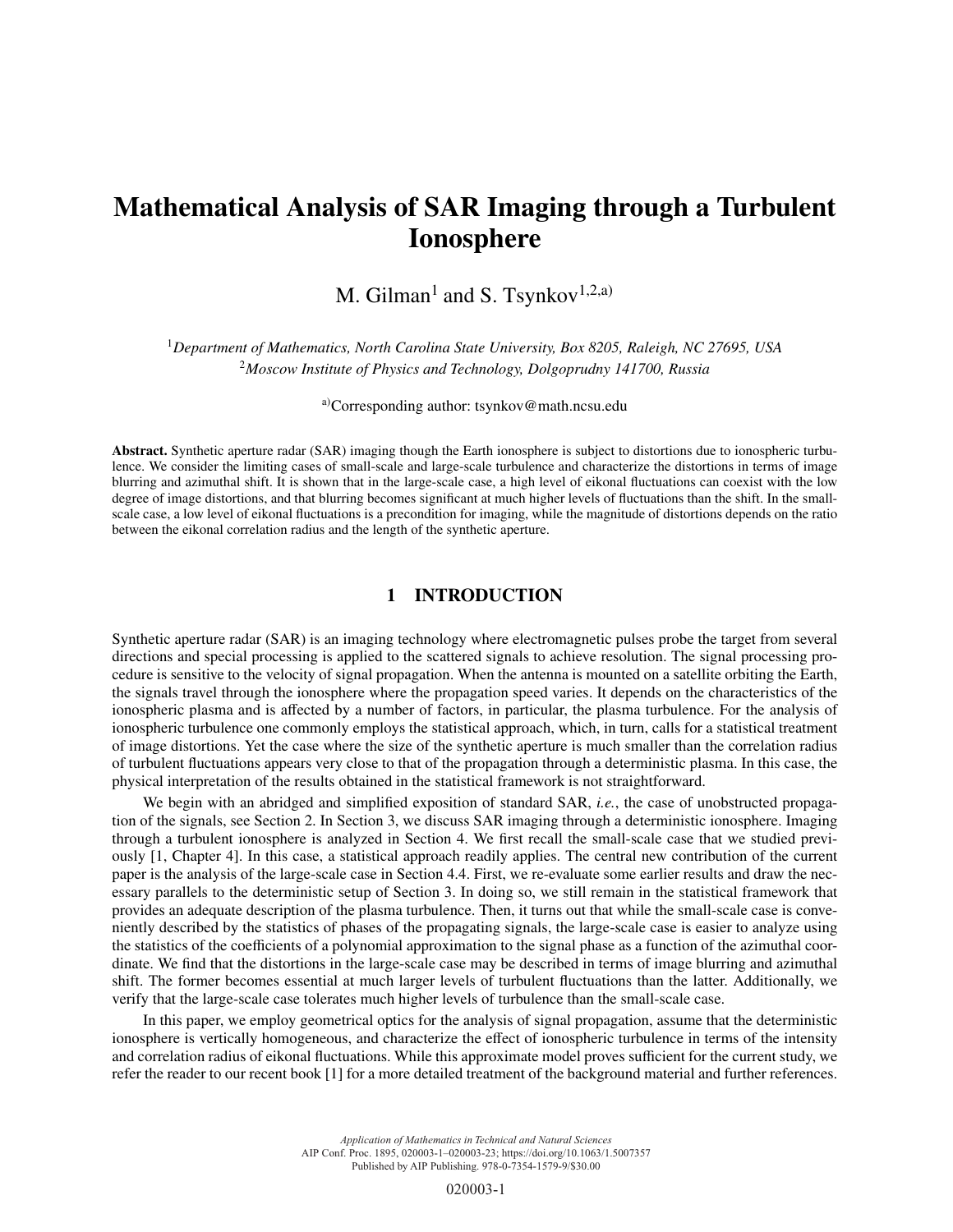# Mathematical Analysis of SAR Imaging through a Turbulent Ionosphere

M. Gilman[1] and S. Tsynkov[1,2,a)]

[1]*Department of Mathematics, North Carolina State University, Box 8205, Raleigh, NC 27695, USA*
[2]*Moscow Institute of Physics and Technology, Dolgoprudny 141700, Russia*

[a)]Corresponding author: tsynkov@math.ncsu.edu

**Abstract.** Synthetic aperture radar (SAR) imaging though the Earth ionosphere is subject to distortions due to ionospheric turbulence. We consider the limiting cases of small-scale and large-scale turbulence and characterize the distortions in terms of image blurring and azimuthal shift. It is shown that in the large-scale case, a high level of eikonal fluctuations can coexist with the low degree of image distortions, and that blurring becomes significant at much higher levels of fluctuations than the shift. In the small-scale case, a low level of eikonal fluctuations is a precondition for imaging, while the magnitude of distortions depends on the ratio between the eikonal correlation radius and the length of the synthetic aperture.

## 1 INTRODUCTION

Synthetic aperture radar (SAR) is an imaging technology where electromagnetic pulses probe the target from several directions and special processing is applied to the scattered signals to achieve resolution. The signal processing procedure is sensitive to the velocity of signal propagation. When the antenna is mounted on a satellite orbiting the Earth, the signals travel through the ionosphere where the propagation speed varies. It depends on the characteristics of the ionospheric plasma and is affected by a number of factors, in particular, the plasma turbulence. For the analysis of ionospheric turbulence one commonly employs the statistical approach, which, in turn, calls for a statistical treatment of image distortions. Yet the case where the size of the synthetic aperture is much smaller than the correlation radius of turbulent fluctuations appears very close to that of the propagation through a deterministic plasma. In this case, the physical interpretation of the results obtained in the statistical framework is not straightforward.

We begin with an abridged and simplified exposition of standard SAR, *i.e.*, the case of unobstructed propagation of the signals, see Section 2. In Section 3, we discuss SAR imaging through a deterministic ionosphere. Imaging through a turbulent ionosphere is analyzed in Section 4. We first recall the small-scale case that we studied previously [1, Chapter 4]. In this case, a statistical approach readily applies. The central new contribution of the current paper is the analysis of the large-scale case in Section 4.4. First, we re-evaluate some earlier results and draw the necessary parallels to the deterministic setup of Section 3. In doing so, we still remain in the statistical framework that provides an adequate description of the plasma turbulence. Then, it turns out that while the small-scale case is conveniently described by the statistics of phases of the propagating signals, the large-scale case is easier to analyze using the statistics of the coefficients of a polynomial approximation to the signal phase as a function of the azimuthal coordinate. We find that the distortions in the large-scale case may be described in terms of image blurring and azimuthal shift. The former becomes essential at much larger levels of turbulent fluctuations than the latter. Additionally, we verify that the large-scale case tolerates much higher levels of turbulence than the small-scale case.

In this paper, we employ geometrical optics for the analysis of signal propagation, assume that the deterministic ionosphere is vertically homogeneous, and characterize the effect of ionospheric turbulence in terms of the intensity and correlation radius of eikonal fluctuations. While this approximate model proves sufficient for the current study, we refer the reader to our recent book [1] for a more detailed treatment of the background material and further references.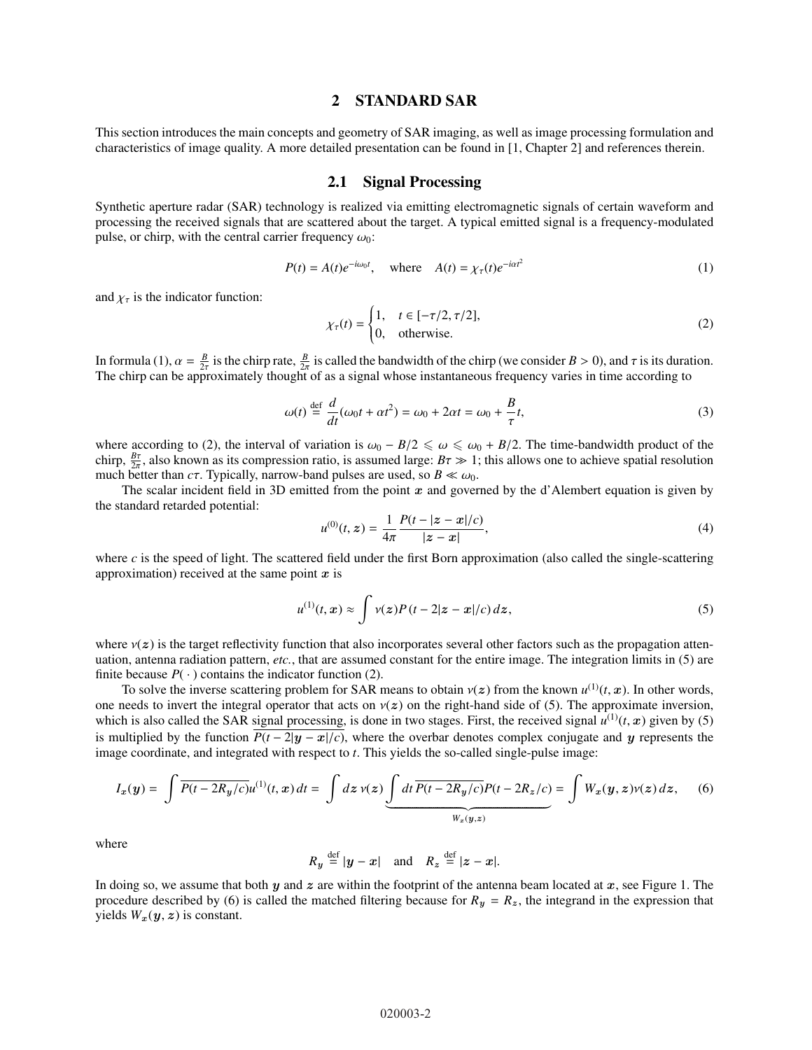## 2 STANDARD SAR

This section introduces the main concepts and geometry of SAR imaging, as well as image processing formulation and characteristics of image quality. A more detailed presentation can be found in [1, Chapter 2] and references therein.

### 2.1 Signal Processing

Synthetic aperture radar (SAR) technology is realized via emitting electromagnetic signals of certain waveform and processing the received signals that are scattered about the target. A typical emitted signal is a frequency-modulated pulse, or chirp, with the central carrier frequency $\omega_0$:

$$P(t) = A(t)e^{-i\omega_0 t}, \quad \text{where} \quad A(t) = \chi_\tau(t)e^{-i\alpha t^2} \tag{1}$$

and $\chi_\tau$ is the indicator function:

$$\chi_\tau(t) = \begin{cases} 1, & t \in [-\tau/2, \tau/2], \\ 0, & \text{otherwise.} \end{cases} \tag{2}$$

In formula (1), $\alpha = \frac{B}{2\tau}$ is the chirp rate, $\frac{B}{2\pi}$ is called the bandwidth of the chirp (we consider $B > 0$), and $\tau$ is its duration. The chirp can be approximately thought of as a signal whose instantaneous frequency varies in time according to

$$\omega(t) \overset{\text{def}}{=} \frac{d}{dt}(\omega_0 t + \alpha t^2) = \omega_0 + 2\alpha t = \omega_0 + \frac{B}{\tau}t, \tag{3}$$

where according to (2), the interval of variation is $\omega_0 - B/2 \leqslant \omega \leqslant \omega_0 + B/2$. The time-bandwidth product of the chirp, $\frac{B\tau}{2\pi}$, also known as its compression ratio, is assumed large: $B\tau \gg 1$; this allows one to achieve spatial resolution much better than $c\tau$. Typically, narrow-band pulses are used, so $B \ll \omega_0$.

The scalar incident field in 3D emitted from the point $\boldsymbol{x}$ and governed by the d'Alembert equation is given by the standard retarded potential:

$$u^{(0)}(t, \boldsymbol{z}) = \frac{1}{4\pi} \frac{P(t - |\boldsymbol{z} - \boldsymbol{x}|/c)}{|\boldsymbol{z} - \boldsymbol{x}|}, \tag{4}$$

where $c$ is the speed of light. The scattered field under the first Born approximation (also called the single-scattering approximation) received at the same point $\boldsymbol{x}$ is

$$u^{(1)}(t, \boldsymbol{x}) \approx \int \nu(\boldsymbol{z}) P(t - 2|\boldsymbol{z} - \boldsymbol{x}|/c)\, d\boldsymbol{z}, \tag{5}$$

where $\nu(\boldsymbol{z})$ is the target reflectivity function that also incorporates several other factors such as the propagation attenuation, antenna radiation pattern, *etc.*, that are assumed constant for the entire image. The integration limits in (5) are finite because $P(\,\cdot\,)$ contains the indicator function (2).

To solve the inverse scattering problem for SAR means to obtain $\nu(\boldsymbol{z})$ from the known $u^{(1)}(t, \boldsymbol{x})$. In other words, one needs to invert the integral operator that acts on $\nu(\boldsymbol{z})$ on the right-hand side of (5). The approximate inversion, which is also called the SAR signal processing, is done in two stages. First, the received signal $u^{(1)}(t, \boldsymbol{x})$ given by (5) is multiplied by the function $\overline{P(t - 2|\boldsymbol{y} - \boldsymbol{x}|/c)}$, where the overbar denotes complex conjugate and $\boldsymbol{y}$ represents the image coordinate, and integrated with respect to $t$. This yields the so-called single-pulse image:

$$I_{\boldsymbol{x}}(\boldsymbol{y}) = \int \overline{P(t - 2R_{\boldsymbol{y}}/c)} u^{(1)}(t, \boldsymbol{x})\, dt = \int d\boldsymbol{z}\, \nu(\boldsymbol{z}) \underbrace{\int dt\, \overline{P(t - 2R_{\boldsymbol{y}}/c)} P(t - 2R_{\boldsymbol{z}}/c)}_{W_{\boldsymbol{x}}(\boldsymbol{y}, \boldsymbol{z})} = \int W_{\boldsymbol{x}}(\boldsymbol{y}, \boldsymbol{z}) \nu(\boldsymbol{z})\, d\boldsymbol{z}, \tag{6}$$

where

$$R_{\boldsymbol{y}} \overset{\text{def}}{=} |\boldsymbol{y} - \boldsymbol{x}| \quad \text{and} \quad R_{\boldsymbol{z}} \overset{\text{def}}{=} |\boldsymbol{z} - \boldsymbol{x}|.$$

In doing so, we assume that both $\boldsymbol{y}$ and $\boldsymbol{z}$ are within the footprint of the antenna beam located at $\boldsymbol{x}$, see Figure 1. The procedure described by (6) is called the matched filtering because for $R_{\boldsymbol{y}} = R_{\boldsymbol{z}}$, the integrand in the expression that yields $W_{\boldsymbol{x}}(\boldsymbol{y}, \boldsymbol{z})$ is constant.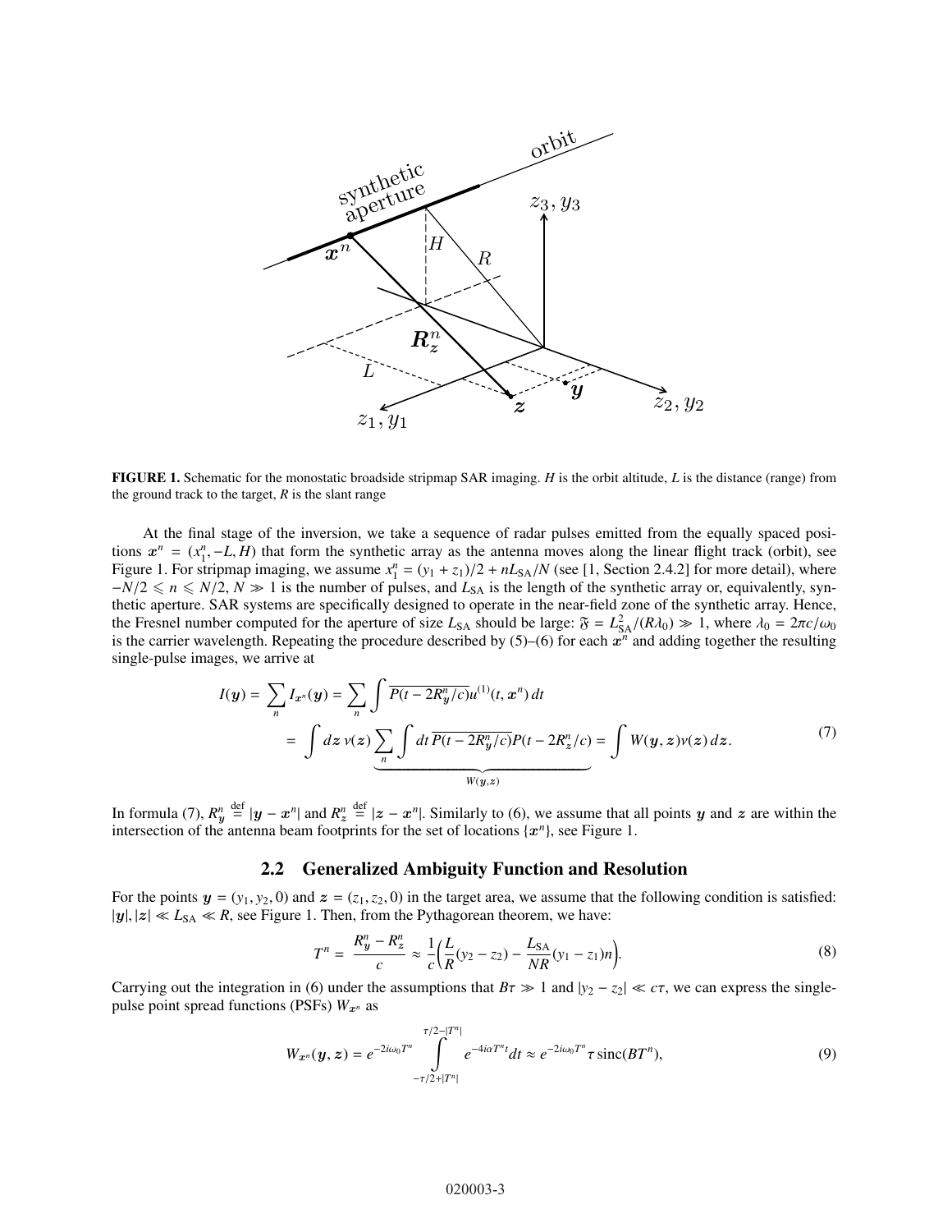**FIGURE 1.** Schematic for the monostatic broadside stripmap SAR imaging. $H$ is the orbit altitude, $L$ is the distance (range) from the ground track to the target, $R$ is the slant range

At the final stage of the inversion, we take a sequence of radar pulses emitted from the equally spaced positions $\boldsymbol{x}^n = (x_1^n, -L, H)$ that form the synthetic array as the antenna moves along the linear flight track (orbit), see Figure 1. For stripmap imaging, we assume $x_1^n = (y_1 + z_1)/2 + nL_{\text{SA}}/N$ (see [1, Section 2.4.2] for more detail), where $-N/2 \leqslant n \leqslant N/2$, $N \gg 1$ is the number of pulses, and $L_{\text{SA}}$ is the length of the synthetic array or, equivalently, synthetic aperture. SAR systems are specifically designed to operate in the near-field zone of the synthetic array. Hence, the Fresnel number computed for the aperture of size $L_{\text{SA}}$ should be large: $\mathfrak{F} = L_{\text{SA}}^2/(R\lambda_0) \gg 1$, where $\lambda_0 = 2\pi c/\omega_0$ is the carrier wavelength. Repeating the procedure described by (5)–(6) for each $\boldsymbol{x}^n$ and adding together the resulting single-pulse images, we arrive at

$$
\begin{aligned}
I(\boldsymbol{y}) &= \sum_n I_{\boldsymbol{x}^n}(\boldsymbol{y}) = \sum_n \int \overline{P(t - 2R_{\boldsymbol{y}}^n/c)} u^{(1)}(t, \boldsymbol{x}^n)\, dt \\
&= \int d\boldsymbol{z}\, \nu(\boldsymbol{z}) \underbrace{\sum_n \int dt\, \overline{P(t - 2R_{\boldsymbol{y}}^n/c)} P(t - 2R_{\boldsymbol{z}}^n/c)}_{W(\boldsymbol{y},\boldsymbol{z})} = \int W(\boldsymbol{y},\boldsymbol{z}) \nu(\boldsymbol{z})\, d\boldsymbol{z}.
\end{aligned} \tag{7}
$$

In formula (7), $R_{\boldsymbol{y}}^n \stackrel{\text{def}}{=} |\boldsymbol{y} - \boldsymbol{x}^n|$ and $R_{\boldsymbol{z}}^n \stackrel{\text{def}}{=} |\boldsymbol{z} - \boldsymbol{x}^n|$. Similarly to (6), we assume that all points $\boldsymbol{y}$ and $\boldsymbol{z}$ are within the intersection of the antenna beam footprints for the set of locations $\{\boldsymbol{x}^n\}$, see Figure 1.

## 2.2 Generalized Ambiguity Function and Resolution

For the points $\boldsymbol{y} = (y_1, y_2, 0)$ and $\boldsymbol{z} = (z_1, z_2, 0)$ in the target area, we assume that the following condition is satisfied: $|\boldsymbol{y}|, |\boldsymbol{z}| \ll L_{\text{SA}} \ll R$, see Figure 1. Then, from the Pythagorean theorem, we have:

$$
T^n = \frac{R_{\boldsymbol{y}}^n - R_{\boldsymbol{z}}^n}{c} \approx \frac{1}{c}\Big(\frac{L}{R}(y_2 - z_2) - \frac{L_{\text{SA}}}{NR}(y_1 - z_1)n\Big). \tag{8}
$$

Carrying out the integration in (6) under the assumptions that $B\tau \gg 1$ and $|y_2 - z_2| \ll c\tau$, we can express the single-pulse point spread functions (PSFs) $W_{\boldsymbol{x}^n}$ as

$$
W_{\boldsymbol{x}^n}(\boldsymbol{y},\boldsymbol{z}) = e^{-2i\omega_0 T^n} \int_{-\tau/2+|T^n|}^{\tau/2-|T^n|} e^{-4i\alpha T^n t} dt \approx e^{-2i\omega_0 T^n} \tau\, \text{sinc}(BT^n), \tag{9}
$$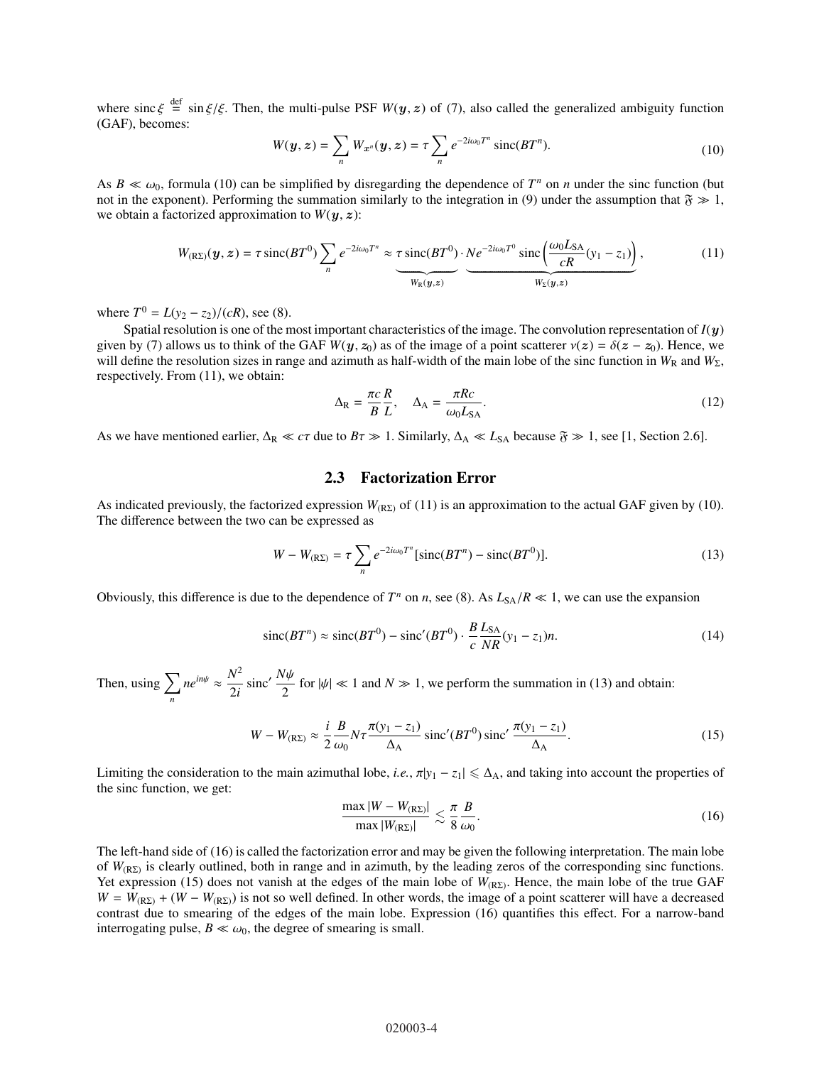where $\operatorname{sinc} \xi \stackrel{\text{def}}{=} \sin \xi / \xi$. Then, the multi-pulse PSF $W(\boldsymbol{y}, \boldsymbol{z})$ of (7), also called the generalized ambiguity function (GAF), becomes:

$$
W(\boldsymbol{y}, \boldsymbol{z}) = \sum_n W_{\boldsymbol{x}^n}(\boldsymbol{y}, \boldsymbol{z}) = \tau \sum_n e^{-2i\omega_0 T^n} \operatorname{sinc}(BT^n). \tag{10}
$$

As $B \ll \omega_0$, formula (10) can be simplified by disregarding the dependence of $T^n$ on $n$ under the sinc function (but not in the exponent). Performing the summation similarly to the integration in (9) under the assumption that $\mathfrak{F} \gg 1$, we obtain a factorized approximation to $W(\boldsymbol{y}, \boldsymbol{z})$:

$$
W_{(\mathrm{R}\Sigma)}(\boldsymbol{y}, \boldsymbol{z}) = \tau \operatorname{sinc}(BT^0) \sum_n e^{-2i\omega_0 T^n} \approx \underbrace{\tau \operatorname{sinc}(BT^0)}_{W_{\mathrm{R}}(\boldsymbol{y}, \boldsymbol{z})} \cdot \underbrace{N e^{-2i\omega_0 T^0} \operatorname{sinc}\left(\frac{\omega_0 L_{\mathrm{SA}}}{cR}(y_1 - z_1)\right)}_{W_{\Sigma}(\boldsymbol{y}, \boldsymbol{z})}, \tag{11}
$$

where $T^0 = L(y_2 - z_2)/(cR)$, see (8).

Spatial resolution is one of the most important characteristics of the image. The convolution representation of $I(\boldsymbol{y})$ given by (7) allows us to think of the GAF $W(\boldsymbol{y}, \boldsymbol{z}_0)$ as of the image of a point scatterer $\nu(\boldsymbol{z}) = \delta(\boldsymbol{z} - \boldsymbol{z}_0)$. Hence, we will define the resolution sizes in range and azimuth as half-width of the main lobe of the sinc function in $W_{\mathrm{R}}$ and $W_{\Sigma}$, respectively. From (11), we obtain:

$$
\Delta_{\mathrm{R}} = \frac{\pi c}{B} \frac{R}{L}, \quad \Delta_{\mathrm{A}} = \frac{\pi R c}{\omega_0 L_{\mathrm{SA}}}. \tag{12}
$$

As we have mentioned earlier, $\Delta_{\mathrm{R}} \ll c\tau$ due to $B\tau \gg 1$. Similarly, $\Delta_{\mathrm{A}} \ll L_{\mathrm{SA}}$ because $\mathfrak{F} \gg 1$, see [1, Section 2.6].

### 2.3 Factorization Error

As indicated previously, the factorized expression $W_{(\mathrm{R}\Sigma)}$ of (11) is an approximation to the actual GAF given by (10). The difference between the two can be expressed as

$$
W - W_{(\mathrm{R}\Sigma)} = \tau \sum_n e^{-2i\omega_0 T^n} [\operatorname{sinc}(BT^n) - \operatorname{sinc}(BT^0)]. \tag{13}
$$

Obviously, this difference is due to the dependence of $T^n$ on $n$, see (8). As $L_{\mathrm{SA}}/R \ll 1$, we can use the expansion

$$
\operatorname{sinc}(BT^n) \approx \operatorname{sinc}(BT^0) - \operatorname{sinc}'(BT^0) \cdot \frac{B}{c} \frac{L_{\mathrm{SA}}}{NR}(y_1 - z_1)n. \tag{14}
$$

Then, using $\displaystyle\sum_n n e^{in\psi} \approx \frac{N^2}{2i} \operatorname{sinc}' \frac{N\psi}{2}$ for $|\psi| \ll 1$ and $N \gg 1$, we perform the summation in (13) and obtain:

$$
W - W_{(\mathrm{R}\Sigma)} \approx \frac{i}{2} \frac{B}{\omega_0} N\tau \frac{\pi(y_1 - z_1)}{\Delta_{\mathrm{A}}} \operatorname{sinc}'(BT^0) \operatorname{sinc}' \frac{\pi(y_1 - z_1)}{\Delta_{\mathrm{A}}}. \tag{15}
$$

Limiting the consideration to the main azimuthal lobe, *i.e.*, $\pi|y_1 - z_1| \leqslant \Delta_{\mathrm{A}}$, and taking into account the properties of the sinc function, we get:

$$
\frac{\max |W - W_{(\mathrm{R}\Sigma)}|}{\max |W_{(\mathrm{R}\Sigma)}|} \lesssim \frac{\pi}{8} \frac{B}{\omega_0}. \tag{16}
$$

The left-hand side of (16) is called the factorization error and may be given the following interpretation. The main lobe of $W_{(\mathrm{R}\Sigma)}$ is clearly outlined, both in range and in azimuth, by the leading zeros of the corresponding sinc functions. Yet expression (15) does not vanish at the edges of the main lobe of $W_{(\mathrm{R}\Sigma)}$. Hence, the main lobe of the true GAF $W = W_{(\mathrm{R}\Sigma)} + (W - W_{(\mathrm{R}\Sigma)})$ is not so well defined. In other words, the image of a point scatterer will have a decreased contrast due to smearing of the edges of the main lobe. Expression (16) quantifies this effect. For a narrow-band interrogating pulse, $B \ll \omega_0$, the degree of smearing is small.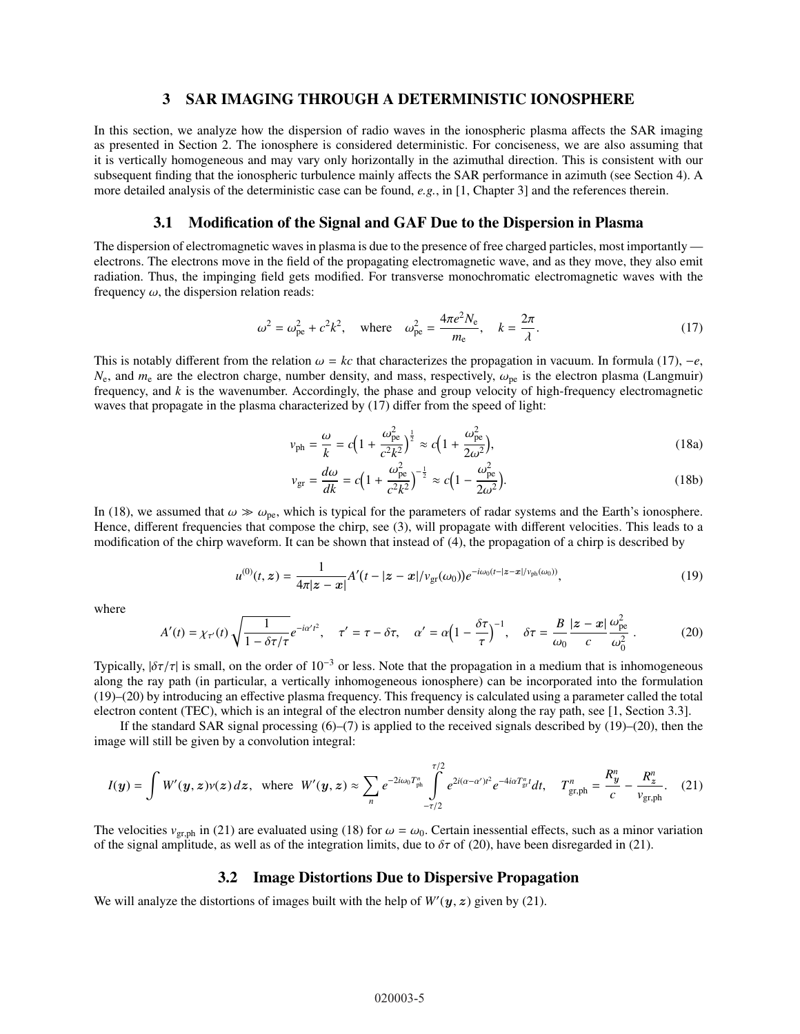## 3 SAR IMAGING THROUGH A DETERMINISTIC IONOSPHERE

In this section, we analyze how the dispersion of radio waves in the ionospheric plasma affects the SAR imaging as presented in Section 2. The ionosphere is considered deterministic. For conciseness, we are also assuming that it is vertically homogeneous and may vary only horizontally in the azimuthal direction. This is consistent with our subsequent finding that the ionospheric turbulence mainly affects the SAR performance in azimuth (see Section 4). A more detailed analysis of the deterministic case can be found, *e.g.*, in [1, Chapter 3] and the references therein.

### 3.1 Modification of the Signal and GAF Due to the Dispersion in Plasma

The dispersion of electromagnetic waves in plasma is due to the presence of free charged particles, most importantly — electrons. The electrons move in the field of the propagating electromagnetic wave, and as they move, they also emit radiation. Thus, the impinging field gets modified. For transverse monochromatic electromagnetic waves with the frequency $\omega$, the dispersion relation reads:

$$\omega^2 = \omega_{\rm pe}^2 + c^2k^2, \quad \text{where} \quad \omega_{\rm pe}^2 = \frac{4\pi e^2 N_{\rm e}}{m_{\rm e}}, \quad k = \frac{2\pi}{\lambda}. \tag{17}$$

This is notably different from the relation $\omega = kc$ that characterizes the propagation in vacuum. In formula (17), $-e$, $N_{\rm e}$, and $m_{\rm e}$ are the electron charge, number density, and mass, respectively, $\omega_{\rm pe}$ is the electron plasma (Langmuir) frequency, and $k$ is the wavenumber. Accordingly, the phase and group velocity of high-frequency electromagnetic waves that propagate in the plasma characterized by (17) differ from the speed of light:

$$v_{\rm ph} = \frac{\omega}{k} = c\Big(1 + \frac{\omega_{\rm pe}^2}{c^2k^2}\Big)^{\frac{1}{2}} \approx c\Big(1 + \frac{\omega_{\rm pe}^2}{2\omega^2}\Big), \tag{18a}$$

$$v_{\rm gr} = \frac{d\omega}{dk} = c\Big(1 + \frac{\omega_{\rm pe}^2}{c^2k^2}\Big)^{-\frac{1}{2}} \approx c\Big(1 - \frac{\omega_{\rm pe}^2}{2\omega^2}\Big). \tag{18b}$$

In (18), we assumed that $\omega \gg \omega_{\rm pe}$, which is typical for the parameters of radar systems and the Earth's ionosphere. Hence, different frequencies that compose the chirp, see (3), will propagate with different velocities. This leads to a modification of the chirp waveform. It can be shown that instead of (4), the propagation of a chirp is described by

$$u^{(0)}(t, \boldsymbol{z}) = \frac{1}{4\pi|\boldsymbol{z} - \boldsymbol{x}|} A'\big(t - |\boldsymbol{z} - \boldsymbol{x}|/v_{\rm gr}(\omega_0)\big) e^{-i\omega_0(t - |\boldsymbol{z}-\boldsymbol{x}|/v_{\rm ph}(\omega_0))}, \tag{19}$$

where

$$A'(t) = \chi_{\tau'}(t)\sqrt{\frac{1}{1 - \delta\tau/\tau}}\, e^{-i\alpha' t^2}, \quad \tau' = \tau - \delta\tau, \quad \alpha' = \alpha\Big(1 - \frac{\delta\tau}{\tau}\Big)^{-1}, \quad \delta\tau = \frac{B}{\omega_0}\frac{|\boldsymbol{z} - \boldsymbol{x}|}{c}\frac{\omega_{\rm pe}^2}{\omega_0^2}. \tag{20}$$

Typically, $|\delta\tau/\tau|$ is small, on the order of $10^{-3}$ or less. Note that the propagation in a medium that is inhomogeneous along the ray path (in particular, a vertically inhomogeneous ionosphere) can be incorporated into the formulation (19)–(20) by introducing an effective plasma frequency. This frequency is calculated using a parameter called the total electron content (TEC), which is an integral of the electron number density along the ray path, see [1, Section 3.3].

If the standard SAR signal processing (6)–(7) is applied to the received signals described by (19)–(20), then the image will still be given by a convolution integral:

$$I(\boldsymbol{y}) = \int W'(\boldsymbol{y}, \boldsymbol{z})\nu(\boldsymbol{z})\,d\boldsymbol{z}, \quad \text{where} \quad W'(\boldsymbol{y}, \boldsymbol{z}) \approx \sum_n e^{-2i\omega_0 T_{\rm ph}^n} \int_{-\tau/2}^{\tau/2} e^{2i(\alpha-\alpha')t^2} e^{-4i\alpha T_{\rm gr}^n t} dt, \quad T_{\rm gr,ph}^n = \frac{R_{\boldsymbol{y}}^n}{c} - \frac{R_{\boldsymbol{z}}^n}{v_{\rm gr,ph}}. \tag{21}$$

The velocities $v_{\rm gr,ph}$ in (21) are evaluated using (18) for $\omega = \omega_0$. Certain inessential effects, such as a minor variation of the signal amplitude, as well as of the integration limits, due to $\delta\tau$ of (20), have been disregarded in (21).

### 3.2 Image Distortions Due to Dispersive Propagation

We will analyze the distortions of images built with the help of $W'(\boldsymbol{y}, \boldsymbol{z})$ given by (21).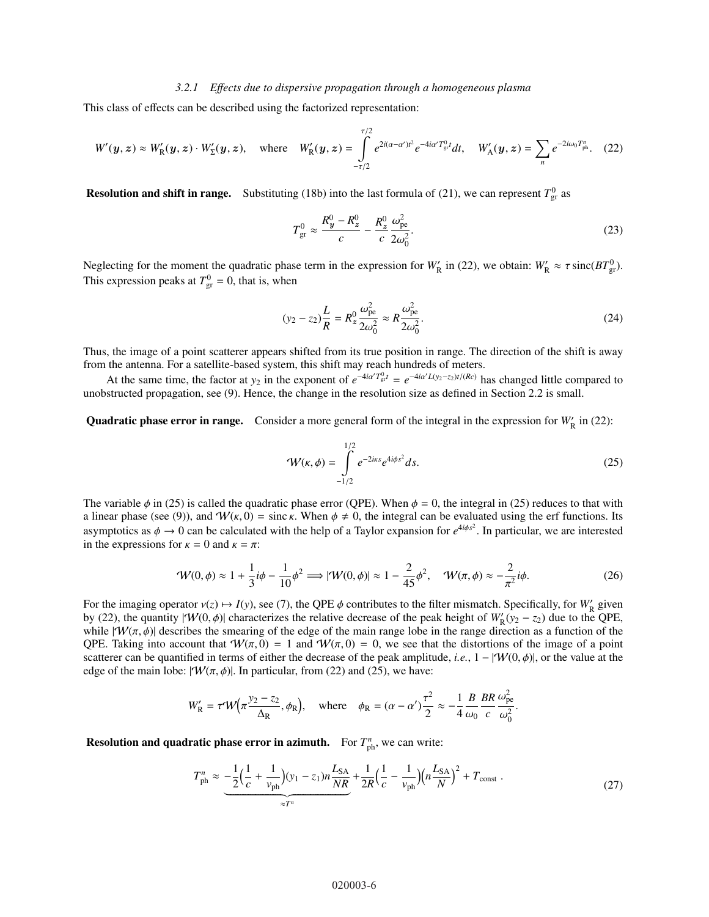#### *3.2.1 Effects due to dispersive propagation through a homogeneous plasma*

This class of effects can be described using the factorized representation:

$$W'(\boldsymbol{y},\boldsymbol{z}) \approx W'_{\mathrm{R}}(\boldsymbol{y},\boldsymbol{z}) \cdot W'_{\Sigma}(\boldsymbol{y},\boldsymbol{z}), \quad \text{where} \quad W'_{\mathrm{R}}(\boldsymbol{y},\boldsymbol{z}) = \int_{-\tau/2}^{\tau/2} e^{2i(\alpha-\alpha')t^2} e^{-4i\alpha' T^0_{\mathrm{gr}} t} dt, \quad W'_{\mathrm{A}}(\boldsymbol{y},\boldsymbol{z}) = \sum_n e^{-2i\omega_0 T^n_{\mathrm{ph}}}. \tag{22}$$

**Resolution and shift in range.** Substituting (18b) into the last formula of (21), we can represent $T^0_{\mathrm{gr}}$ as

$$T^0_{\mathrm{gr}} \approx \frac{R^0_y - R^0_z}{c} - \frac{R^0_z}{c}\frac{\omega^2_{\mathrm{pe}}}{2\omega^2_0}. \tag{23}$$

Neglecting for the moment the quadratic phase term in the expression for $W'_{\mathrm{R}}$ in (22), we obtain: $W'_{\mathrm{R}} \approx \tau\,\mathrm{sinc}(BT^0_{\mathrm{gr}})$. This expression peaks at $T^0_{\mathrm{gr}} = 0$, that is, when

$$(y_2 - z_2)\frac{L}{R} = R^0_z \frac{\omega^2_{\mathrm{pe}}}{2\omega^2_0} \approx R\frac{\omega^2_{\mathrm{pe}}}{2\omega^2_0}. \tag{24}$$

Thus, the image of a point scatterer appears shifted from its true position in range. The direction of the shift is away from the antenna. For a satellite-based system, this shift may reach hundreds of meters.

At the same time, the factor at $y_2$ in the exponent of $e^{-4i\alpha' T^0_{\mathrm{gr}} t} = e^{-4i\alpha' L(y_2 - z_2)t/(Rc)}$ has changed little compared to unobstructed propagation, see (9). Hence, the change in the resolution size as defined in Section 2.2 is small.

**Quadratic phase error in range.** Consider a more general form of the integral in the expression for $W'_{\mathrm{R}}$ in (22):

$$\mathcal{W}(\kappa,\phi) = \int_{-1/2}^{1/2} e^{-2i\kappa s} e^{4i\phi s^2} ds. \tag{25}$$

The variable $\phi$ in (25) is called the quadratic phase error (QPE). When $\phi = 0$, the integral in (25) reduces to that with a linear phase (see (9)), and $\mathcal{W}(\kappa, 0) = \mathrm{sinc}\,\kappa$. When $\phi \neq 0$, the integral can be evaluated using the erf functions. Its asymptotics as $\phi \to 0$ can be calculated with the help of a Taylor expansion for $e^{4i\phi s^2}$. In particular, we are interested in the expressions for $\kappa = 0$ and $\kappa = \pi$:

$$\mathcal{W}(0,\phi) \approx 1 + \frac{1}{3}i\phi - \frac{1}{10}\phi^2 \Longrightarrow |\mathcal{W}(0,\phi)| \approx 1 - \frac{2}{45}\phi^2, \quad \mathcal{W}(\pi,\phi) \approx -\frac{2}{\pi^2}i\phi. \tag{26}$$

For the imaging operator $\nu(z) \mapsto I(y)$, see (7), the QPE $\phi$ contributes to the filter mismatch. Specifically, for $W'_{\mathrm{R}}$ given by (22), the quantity $|\mathcal{W}(0,\phi)|$ characterizes the relative decrease of the peak height of $W'_{\mathrm{R}}(y_2 - z_2)$ due to the QPE, while $|\mathcal{W}(\pi,\phi)|$ describes the smearing of the edge of the main range lobe in the range direction as a function of the QPE. Taking into account that $\mathcal{W}(\pi, 0) = 1$ and $\mathcal{W}(\pi, 0) = 0$, we see that the distortions of the image of a point scatterer can be quantified in terms of either the decrease of the peak amplitude, *i.e.*, $1 - |\mathcal{W}(0,\phi)|$, or the value at the edge of the main lobe: $|\mathcal{W}(\pi,\phi)|$. In particular, from (22) and (25), we have:

$$W'_{\mathrm{R}} = \tau\mathcal{W}\Big(\pi\frac{y_2 - z_2}{\Delta_{\mathrm{R}}}, \phi_{\mathrm{R}}\Big), \quad \text{where} \quad \phi_{\mathrm{R}} = (\alpha - \alpha')\frac{\tau^2}{2} \approx -\frac{1}{4}\frac{B}{\omega_0}\frac{BR}{c}\frac{\omega^2_{\mathrm{pe}}}{\omega^2_0}.$$

**Resolution and quadratic phase error in azimuth.** For $T^n_{\mathrm{ph}}$, we can write:

$$T^n_{\mathrm{ph}} \approx \underbrace{-\frac{1}{2}\Big(\frac{1}{c} + \frac{1}{v_{\mathrm{ph}}}\Big)(y_1 - z_1)n\frac{L_{\mathrm{SA}}}{NR}}_{\approx T^n} + \frac{1}{2R}\Big(\frac{1}{c} - \frac{1}{v_{\mathrm{ph}}}\Big)\Big(n\frac{L_{\mathrm{SA}}}{N}\Big)^2 + T_{\mathrm{const}}\,. \tag{27}$$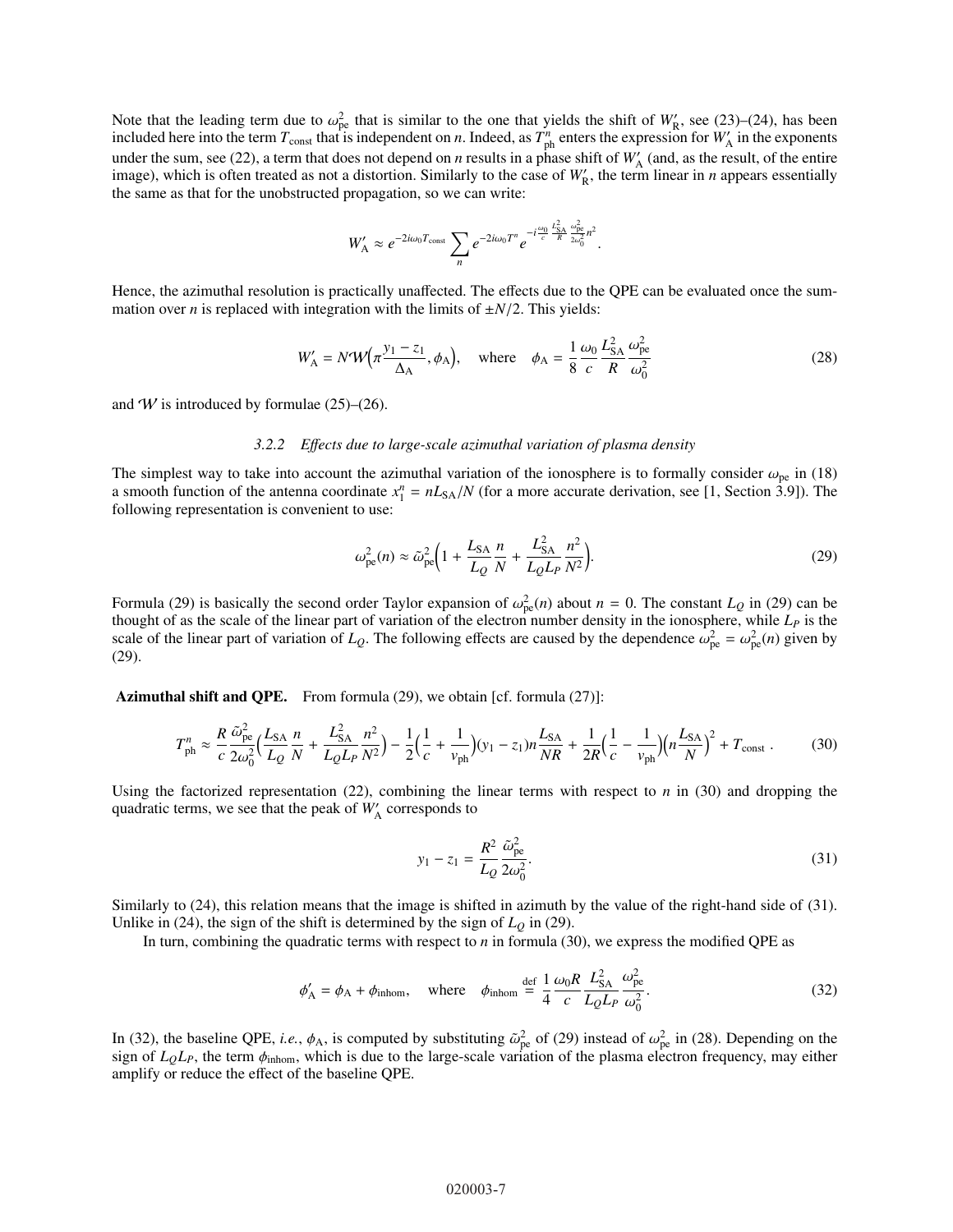Note that the leading term due to $\omega_{\text{pe}}^2$ that is similar to the one that yields the shift of $W_{\text{R}}'$, see (23)–(24), has been included here into the term $T_{\text{const}}$ that is independent on $n$. Indeed, as $T_{\text{ph}}^n$ enters the expression for $W_{\text{A}}'$ in the exponents under the sum, see (22), a term that does not depend on $n$ results in a phase shift of $W_{\text{A}}'$ (and, as the result, of the entire image), which is often treated as not a distortion. Similarly to the case of $W_{\text{R}}'$, the term linear in $n$ appears essentially the same as that for the unobstructed propagation, so we can write:

$$W_{\text{A}}' \approx e^{-2i\omega_0 T_{\text{const}}} \sum_n e^{-2i\omega_0 T^n} e^{-i\frac{\omega_0}{c}\frac{L_{\text{SA}}^2}{R}\frac{\omega_{\text{pe}}^2}{2\omega_0^2}n^2}.$$

Hence, the azimuthal resolution is practically unaffected. The effects due to the QPE can be evaluated once the summation over $n$ is replaced with integration with the limits of $\pm N/2$. This yields:

$$W_{\text{A}}' = N\mathcal{W}\Big(\pi\frac{y_1 - z_1}{\Delta_{\text{A}}}, \phi_{\text{A}}\Big), \quad \text{where} \quad \phi_{\text{A}} = \frac{1}{8}\frac{\omega_0}{c}\frac{L_{\text{SA}}^2}{R}\frac{\omega_{\text{pe}}^2}{\omega_0^2} \tag{28}$$

and $\mathcal{W}$ is introduced by formulae (25)–(26).

### 3.2.2 *Effects due to large-scale azimuthal variation of plasma density*

The simplest way to take into account the azimuthal variation of the ionosphere is to formally consider $\omega_{\text{pe}}$ in (18) a smooth function of the antenna coordinate $x_1^n = nL_{\text{SA}}/N$ (for a more accurate derivation, see [1, Section 3.9]). The following representation is convenient to use:

$$\omega_{\text{pe}}^2(n) \approx \tilde{\omega}_{\text{pe}}^2\Big(1 + \frac{L_{\text{SA}}}{L_Q}\frac{n}{N} + \frac{L_{\text{SA}}^2}{L_Q L_P}\frac{n^2}{N^2}\Big). \tag{29}$$

Formula (29) is basically the second order Taylor expansion of $\omega_{\text{pe}}^2(n)$ about $n = 0$. The constant $L_Q$ in (29) can be thought of as the scale of the linear part of variation of the electron number density in the ionosphere, while $L_P$ is the scale of the linear part of variation of $L_Q$. The following effects are caused by the dependence $\omega_{\text{pe}}^2 = \omega_{\text{pe}}^2(n)$ given by (29).

**Azimuthal shift and QPE.** From formula (29), we obtain [cf. formula (27)]:

$$T_{\text{ph}}^n \approx \frac{R}{c}\frac{\tilde{\omega}_{\text{pe}}^2}{2\omega_0^2}\Big(\frac{L_{\text{SA}}}{L_Q}\frac{n}{N} + \frac{L_{\text{SA}}^2}{L_Q L_P}\frac{n^2}{N^2}\Big) - \frac{1}{2}\Big(\frac{1}{c} + \frac{1}{v_{\text{ph}}}\Big)(y_1 - z_1)n\frac{L_{\text{SA}}}{NR} + \frac{1}{2R}\Big(\frac{1}{c} - \frac{1}{v_{\text{ph}}}\Big)\Big(n\frac{L_{\text{SA}}}{N}\Big)^2 + T_{\text{const}}\,. \tag{30}$$

Using the factorized representation (22), combining the linear terms with respect to $n$ in (30) and dropping the quadratic terms, we see that the peak of $W_{\text{A}}'$ corresponds to

$$y_1 - z_1 = \frac{R^2}{L_Q}\frac{\tilde{\omega}_{\text{pe}}^2}{2\omega_0^2}. \tag{31}$$

Similarly to (24), this relation means that the image is shifted in azimuth by the value of the right-hand side of (31). Unlike in (24), the sign of the shift is determined by the sign of $L_Q$ in (29).

In turn, combining the quadratic terms with respect to $n$ in formula (30), we express the modified QPE as

$$\phi_{\text{A}}' = \phi_{\text{A}} + \phi_{\text{inhom}}, \quad \text{where} \quad \phi_{\text{inhom}} \overset{\text{def}}{=} \frac{1}{4}\frac{\omega_0 R}{c}\frac{L_{\text{SA}}^2}{L_Q L_P}\frac{\omega_{\text{pe}}^2}{\omega_0^2}. \tag{32}$$

In (32), the baseline QPE, *i.e.*, $\phi_{\text{A}}$, is computed by substituting $\tilde{\omega}_{\text{pe}}^2$ of (29) instead of $\omega_{\text{pe}}^2$ in (28). Depending on the sign of $L_Q L_P$, the term $\phi_{\text{inhom}}$, which is due to the large-scale variation of the plasma electron frequency, may either amplify or reduce the effect of the baseline QPE.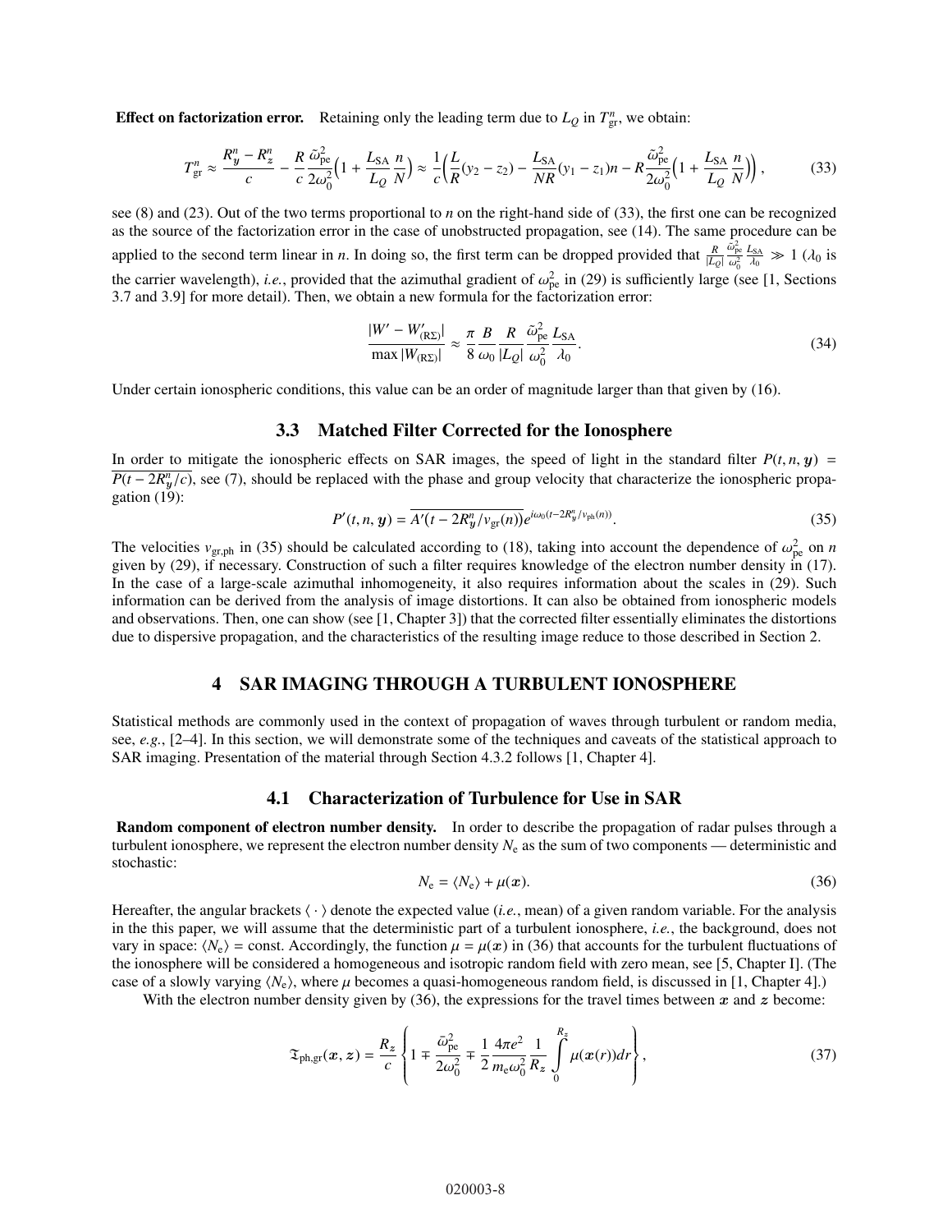**Effect on factorization error.** Retaining only the leading term due to $L_Q$ in $T^n_{\rm gr}$, we obtain:

$$T^n_{\rm gr} \approx \frac{R^n_y - R^n_z}{c} - \frac{R}{c}\frac{\tilde{\omega}^2_{\rm pe}}{2\omega_0^2}\Big(1 + \frac{L_{\rm SA}}{L_Q}\frac{n}{N}\Big) \approx \frac{1}{c}\Big(\frac{L}{R}(y_2 - z_2) - \frac{L_{\rm SA}}{NR}(y_1 - z_1)n - R\frac{\tilde{\omega}^2_{\rm pe}}{2\omega_0^2}\Big(1 + \frac{L_{\rm SA}}{L_Q}\frac{n}{N}\Big)\Big), \tag{33}$$

see (8) and (23). Out of the two terms proportional to $n$ on the right-hand side of (33), the first one can be recognized as the source of the factorization error in the case of unobstructed propagation, see (14). The same procedure can be applied to the second term linear in $n$. In doing so, the first term can be dropped provided that $\frac{R}{|L_Q|}\frac{\tilde{\omega}^2_{\rm pe}}{\omega_0^2}\frac{L_{\rm SA}}{\lambda_0} \gg 1$ ($\lambda_0$ is the carrier wavelength), *i.e.*, provided that the azimuthal gradient of $\omega^2_{\rm pe}$ in (29) is sufficiently large (see [1, Sections 3.7 and 3.9] for more detail). Then, we obtain a new formula for the factorization error:

$$\frac{|W' - W'_{(\rm R\Sigma)}|}{\max|W_{(\rm R\Sigma)}|} \approx \frac{\pi}{8}\frac{B}{\omega_0}\frac{R}{|L_Q|}\frac{\tilde{\omega}^2_{\rm pe}}{\omega_0^2}\frac{L_{\rm SA}}{\lambda_0}. \tag{34}$$

Under certain ionospheric conditions, this value can be an order of magnitude larger than that given by (16).

### 3.3 Matched Filter Corrected for the Ionosphere

In order to mitigate the ionospheric effects on SAR images, the speed of light in the standard filter $P(t, n, \boldsymbol{y}) = \overline{P(t - 2R^n_y/c)}$, see (7), should be replaced with the phase and group velocity that characterize the ionospheric propagation (19):

$$P'(t, n, \boldsymbol{y}) = \overline{A'(t - 2R^n_y/v_{\rm gr}(n))} e^{i\omega_0(t - 2R^n_y/v_{\rm ph}(n))}. \tag{35}$$

The velocities $v_{\rm gr,ph}$ in (35) should be calculated according to (18), taking into account the dependence of $\omega^2_{\rm pe}$ on $n$ given by (29), if necessary. Construction of such a filter requires knowledge of the electron number density in (17). In the case of a large-scale azimuthal inhomogeneity, it also requires information about the scales in (29). Such information can be derived from the analysis of image distortions. It can also be obtained from ionospheric models and observations. Then, one can show (see [1, Chapter 3]) that the corrected filter essentially eliminates the distortions due to dispersive propagation, and the characteristics of the resulting image reduce to those described in Section 2.

## 4 SAR IMAGING THROUGH A TURBULENT IONOSPHERE

Statistical methods are commonly used in the context of propagation of waves through turbulent or random media, see, *e.g.*, [2–4]. In this section, we will demonstrate some of the techniques and caveats of the statistical approach to SAR imaging. Presentation of the material through Section 4.3.2 follows [1, Chapter 4].

### 4.1 Characterization of Turbulence for Use in SAR

**Random component of electron number density.** In order to describe the propagation of radar pulses through a turbulent ionosphere, we represent the electron number density $N_{\rm e}$ as the sum of two components — deterministic and stochastic:

$$N_{\rm e} = \langle N_{\rm e}\rangle + \mu(\boldsymbol{x}). \tag{36}$$

Hereafter, the angular brackets $\langle\cdot\rangle$ denote the expected value (*i.e.*, mean) of a given random variable. For the analysis in the this paper, we will assume that the deterministic part of a turbulent ionosphere, *i.e.*, the background, does not vary in space: $\langle N_{\rm e}\rangle = $ const. Accordingly, the function $\mu = \mu(\boldsymbol{x})$ in (36) that accounts for the turbulent fluctuations of the ionosphere will be considered a homogeneous and isotropic random field with zero mean, see [5, Chapter I]. (The case of a slowly varying $\langle N_{\rm e}\rangle$, where $\mu$ becomes a quasi-homogeneous random field, is discussed in [1, Chapter 4].)

With the electron number density given by (36), the expressions for the travel times between $\boldsymbol{x}$ and $\boldsymbol{z}$ become:

$$\mathfrak{T}_{\rm ph,gr}(\boldsymbol{x}, \boldsymbol{z}) = \frac{R_z}{c}\left\{1 \mp \frac{\bar{\omega}^2_{\rm pe}}{2\omega_0^2} \mp \frac{1}{2}\frac{4\pi e^2}{m_{\rm e}\omega_0^2}\frac{1}{R_z}\int_0^{R_z}\mu(\boldsymbol{x}(r))dr\right\}, \tag{37}$$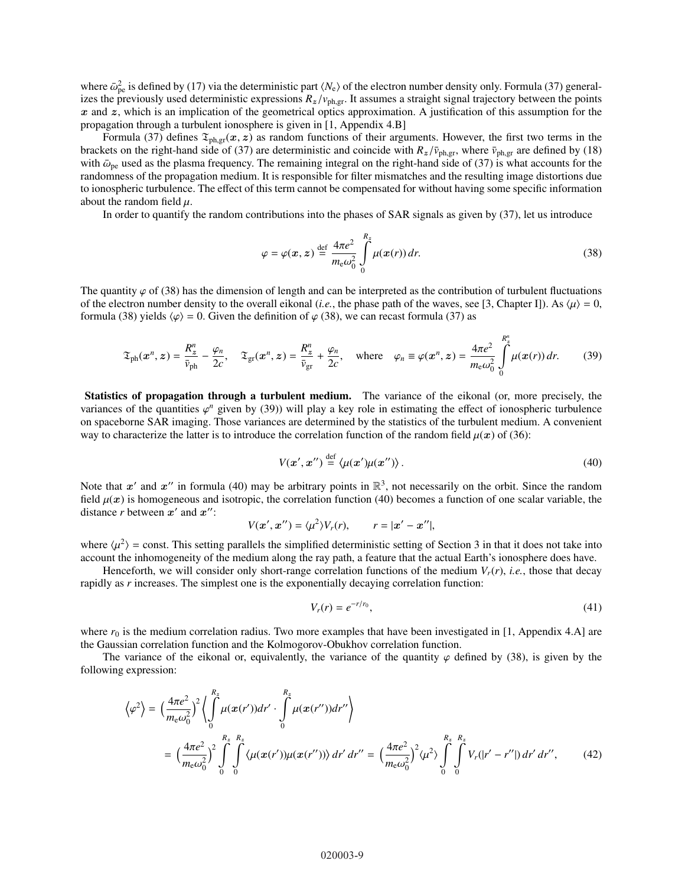where $\bar{\omega}_{\rm pe}^2$ is defined by (17) via the deterministic part $\langle N_{\rm e}\rangle$ of the electron number density only. Formula (37) generalizes the previously used deterministic expressions $R_z/v_{\rm ph,gr}$. It assumes a straight signal trajectory between the points $\boldsymbol{x}$ and $\boldsymbol{z}$, which is an implication of the geometrical optics approximation. A justification of this assumption for the propagation through a turbulent ionosphere is given in [1, Appendix 4.B]

Formula (37) defines $\mathfrak{T}_{\rm ph,gr}(\boldsymbol{x},\boldsymbol{z})$ as random functions of their arguments. However, the first two terms in the brackets on the right-hand side of (37) are deterministic and coincide with $R_z/\bar{v}_{\rm ph,gr}$, where $\bar{v}_{\rm ph,gr}$ are defined by (18) with $\bar{\omega}_{\rm pe}$ used as the plasma frequency. The remaining integral on the right-hand side of (37) is what accounts for the randomness of the propagation medium. It is responsible for filter mismatches and the resulting image distortions due to ionospheric turbulence. The effect of this term cannot be compensated for without having some specific information about the random field $\mu$.

In order to quantify the random contributions into the phases of SAR signals as given by (37), let us introduce

$$\varphi = \varphi(\boldsymbol{x},\boldsymbol{z}) \stackrel{\rm def}{=} \frac{4\pi e^2}{m_{\rm e}\omega_0^2}\int_0^{R_z}\mu(\boldsymbol{x}(r))\,dr. \tag{38}$$

The quantity $\varphi$ of (38) has the dimension of length and can be interpreted as the contribution of turbulent fluctuations of the electron number density to the overall eikonal (*i.e.*, the phase path of the waves, see [3, Chapter I]). As $\langle\mu\rangle = 0$, formula (38) yields $\langle\varphi\rangle = 0$. Given the definition of $\varphi$ (38), we can recast formula (37) as

$$\mathfrak{T}_{\rm ph}(\boldsymbol{x}^n,\boldsymbol{z}) = \frac{R_z^n}{\bar{v}_{\rm ph}} - \frac{\varphi_n}{2c}, \quad \mathfrak{T}_{\rm gr}(\boldsymbol{x}^n,\boldsymbol{z}) = \frac{R_z^n}{\bar{v}_{\rm gr}} + \frac{\varphi_n}{2c}, \quad \text{where} \quad \varphi_n \equiv \varphi(\boldsymbol{x}^n,\boldsymbol{z}) = \frac{4\pi e^2}{m_{\rm e}\omega_0^2}\int_0^{R_z^n}\mu(\boldsymbol{x}(r))\,dr. \tag{39}$$

**Statistics of propagation through a turbulent medium.** The variance of the eikonal (or, more precisely, the variances of the quantities $\varphi^n$ given by (39)) will play a key role in estimating the effect of ionospheric turbulence on spaceborne SAR imaging. Those variances are determined by the statistics of the turbulent medium. A convenient way to characterize the latter is to introduce the correlation function of the random field $\mu(\boldsymbol{x})$ of (36):

$$V(\boldsymbol{x}',\boldsymbol{x}'') \stackrel{\rm def}{=} \langle\mu(\boldsymbol{x}')\mu(\boldsymbol{x}'')\rangle\,. \tag{40}$$

Note that $\boldsymbol{x}'$ and $\boldsymbol{x}''$ in formula (40) may be arbitrary points in $\mathbb{R}^3$, not necessarily on the orbit. Since the random field $\mu(\boldsymbol{x})$ is homogeneous and isotropic, the correlation function (40) becomes a function of one scalar variable, the distance $r$ between $\boldsymbol{x}'$ and $\boldsymbol{x}''$:

$$V(\boldsymbol{x}',\boldsymbol{x}'') = \langle\mu^2\rangle V_r(r), \qquad r = |\boldsymbol{x}'-\boldsymbol{x}''|,$$

where $\langle\mu^2\rangle = \text{const}$. This setting parallels the simplified deterministic setting of Section 3 in that it does not take into account the inhomogeneity of the medium along the ray path, a feature that the actual Earth's ionosphere does have.

Henceforth, we will consider only short-range correlation functions of the medium $V_r(r)$, *i.e.*, those that decay rapidly as $r$ increases. The simplest one is the exponentially decaying correlation function:

$$V_r(r) = e^{-r/r_0}, \tag{41}$$

where $r_0$ is the medium correlation radius. Two more examples that have been investigated in [1, Appendix 4.A] are the Gaussian correlation function and the Kolmogorov-Obukhov correlation function.

The variance of the eikonal or, equivalently, the variance of the quantity $\varphi$ defined by (38), is given by the following expression:

$$\begin{aligned}\left\langle\varphi^2\right\rangle &= \Big(\frac{4\pi e^2}{m_{\rm e}\omega_0^2}\Big)^2\left\langle\int_0^{R_z}\mu(\boldsymbol{x}(r'))dr'\cdot\int_0^{R_z}\mu(\boldsymbol{x}(r''))dr''\right\rangle\\ &= \Big(\frac{4\pi e^2}{m_{\rm e}\omega_0^2}\Big)^2\int_0^{R_z}\!\!\int_0^{R_z}\langle\mu(\boldsymbol{x}(r'))\mu(\boldsymbol{x}(r''))\rangle\,dr'\,dr'' = \Big(\frac{4\pi e^2}{m_{\rm e}\omega_0^2}\Big)^2\langle\mu^2\rangle\int_0^{R_z}\!\!\int_0^{R_z}V_r(|r'-r''|)\,dr'\,dr'',\end{aligned} \tag{42}$$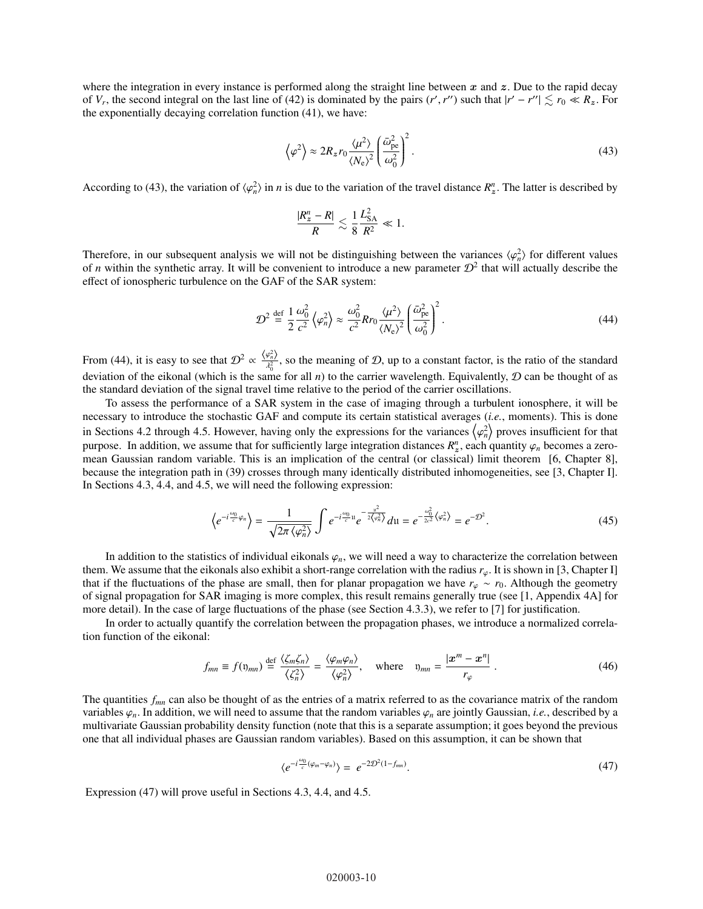where the integration in every instance is performed along the straight line between $\boldsymbol{x}$ and $\boldsymbol{z}$. Due to the rapid decay of $V_r$, the second integral on the last line of (42) is dominated by the pairs $(r', r'')$ such that $|r' - r''| \lesssim r_0 \ll R_z$. For the exponentially decaying correlation function (41), we have:

$$\left\langle \varphi^2 \right\rangle \approx 2R_z r_0 \frac{\langle \mu^2 \rangle}{\langle N_e \rangle^2} \left( \frac{\bar{\omega}_{\text{pe}}^2}{\omega_0^2} \right)^2 . \tag{43}$$

According to (43), the variation of $\langle \varphi_n^2 \rangle$ in $n$ is due to the variation of the travel distance $R_z^n$. The latter is described by

$$\frac{|R_z^n - R|}{R} \lesssim \frac{1}{8} \frac{L_{\text{SA}}^2}{R^2} \ll 1.$$

Therefore, in our subsequent analysis we will not be distinguishing between the variances $\langle \varphi_n^2 \rangle$ for different values of $n$ within the synthetic array. It will be convenient to introduce a new parameter $\mathcal{D}^2$ that will actually describe the effect of ionospheric turbulence on the GAF of the SAR system:

$$\mathcal{D}^2 \stackrel{\text{def}}{=} \frac{1}{2} \frac{\omega_0^2}{c^2} \left\langle \varphi_n^2 \right\rangle \approx \frac{\omega_0^2}{c^2} R r_0 \frac{\langle \mu^2 \rangle}{\langle N_e \rangle^2} \left( \frac{\bar{\omega}_{\text{pe}}^2}{\omega_0^2} \right)^2 . \tag{44}$$

From (44), it is easy to see that $\mathcal{D}^2 \propto \frac{\langle \varphi_n^2 \rangle}{\lambda_0^2}$, so the meaning of $\mathcal{D}$, up to a constant factor, is the ratio of the standard deviation of the eikonal (which is the same for all $n$) to the carrier wavelength. Equivalently, $\mathcal{D}$ can be thought of as the standard deviation of the signal travel time relative to the period of the carrier oscillations.

To assess the performance of a SAR system in the case of imaging through a turbulent ionosphere, it will be necessary to introduce the stochastic GAF and compute its certain statistical averages (*i.e.*, moments). This is done in Sections 4.2 through 4.5. However, having only the expressions for the variances $\left\langle \varphi_n^2 \right\rangle$ proves insufficient for that purpose. In addition, we assume that for sufficiently large integration distances $R_z^n$, each quantity $\varphi_n$ becomes a zero-mean Gaussian random variable. This is an implication of the central (or classical) limit theorem [6, Chapter 8], because the integration path in (39) crosses through many identically distributed inhomogeneities, see [3, Chapter I]. In Sections 4.3, 4.4, and 4.5, we will need the following expression:

$$\left\langle e^{-i\frac{\omega_0}{c}\varphi_n} \right\rangle = \frac{1}{\sqrt{2\pi \langle \varphi_n^2 \rangle}} \int e^{-i\frac{\omega_0}{c}\mathfrak{u}} e^{-\frac{\mathfrak{u}^2}{2\langle \varphi_n^2 \rangle}} d\mathfrak{u} = e^{-\frac{\omega_0^2}{2c^2}\langle \varphi_n^2 \rangle} = e^{-\mathcal{D}^2}. \tag{45}$$

In addition to the statistics of individual eikonals $\varphi_n$, we will need a way to characterize the correlation between them. We assume that the eikonals also exhibit a short-range correlation with the radius $r_\varphi$. It is shown in [3, Chapter I] that if the fluctuations of the phase are small, then for planar propagation we have $r_\varphi \sim r_0$. Although the geometry of signal propagation for SAR imaging is more complex, this result remains generally true (see [1, Appendix 4A] for more detail). In the case of large fluctuations of the phase (see Section 4.3.3), we refer to [7] for justification.

In order to actually quantify the correlation between the propagation phases, we introduce a normalized correlation function of the eikonal:

$$f_{mn} \equiv f(\mathfrak{y}_{mn}) \stackrel{\text{def}}{=} \frac{\langle \zeta_m \zeta_n \rangle}{\langle \zeta_n^2 \rangle} = \frac{\langle \varphi_m \varphi_n \rangle}{\langle \varphi_n^2 \rangle}, \quad \text{where} \quad \mathfrak{y}_{mn} = \frac{|\boldsymbol{x}^m - \boldsymbol{x}^n|}{r_\varphi} . \tag{46}$$

The quantities $f_{mn}$ can also be thought of as the entries of a matrix referred to as the covariance matrix of the random variables $\varphi_n$. In addition, we will need to assume that the random variables $\varphi_n$ are jointly Gaussian, *i.e.*, described by a multivariate Gaussian probability density function (note that this is a separate assumption; it goes beyond the previous one that all individual phases are Gaussian random variables). Based on this assumption, it can be shown that

$$\langle e^{-i\frac{\omega_0}{c}(\varphi_m - \varphi_n)} \rangle = e^{-2\mathcal{D}^2(1-f_{mn})}. \tag{47}$$

Expression (47) will prove useful in Sections 4.3, 4.4, and 4.5.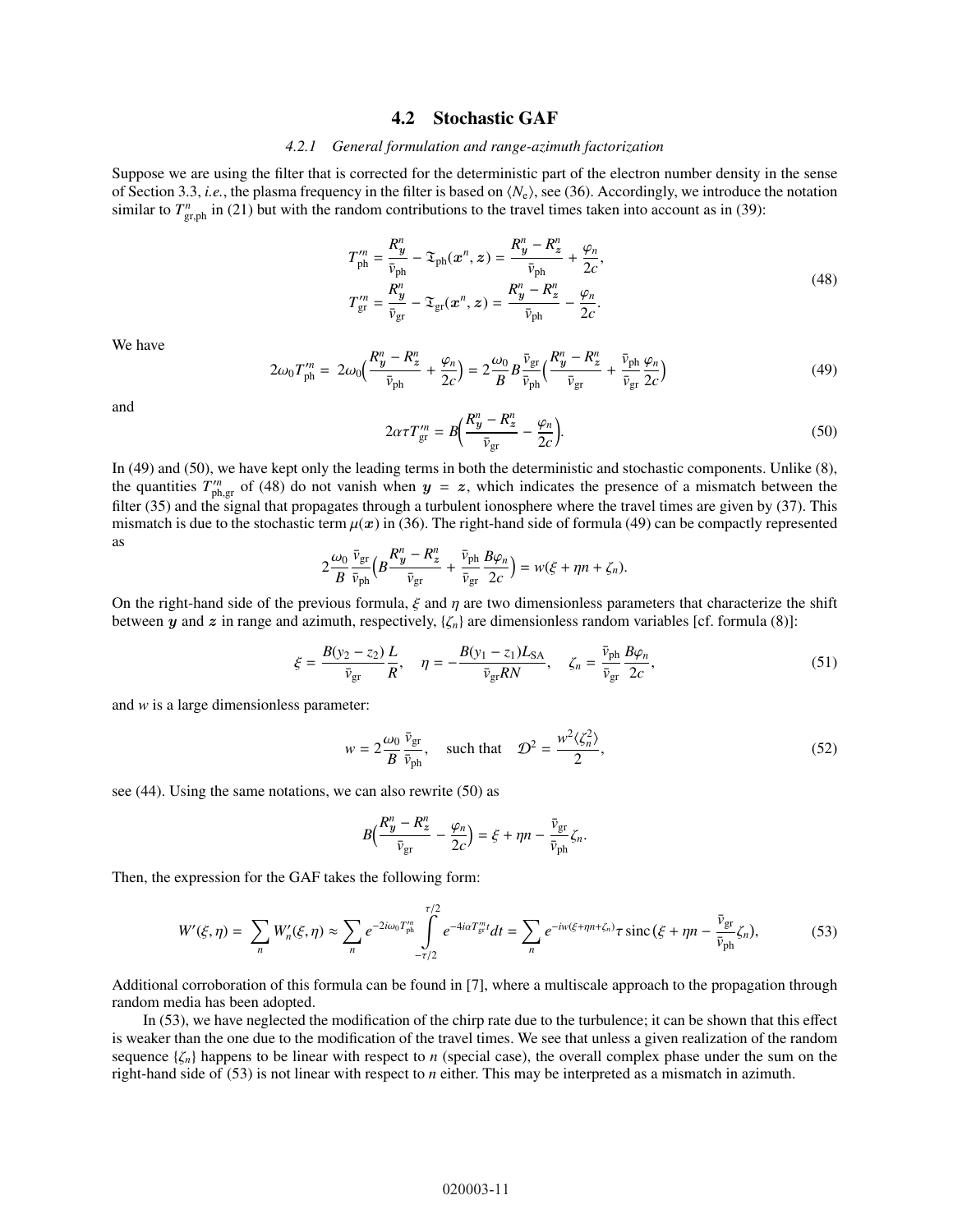## 4.2 Stochastic GAF

### 4.2.1 General formulation and range-azimuth factorization

Suppose we are using the filter that is corrected for the deterministic part of the electron number density in the sense of Section 3.3, *i.e.*, the plasma frequency in the filter is based on $\langle N_e \rangle$, see (36). Accordingly, we introduce the notation similar to $T^n_{\text{gr,ph}}$ in (21) but with the random contributions to the travel times taken into account as in (39):

$$
\begin{aligned}
T'^n_{\text{ph}} &= \frac{R^n_{\boldsymbol{y}}}{\bar{v}_{\text{ph}}} - \mathfrak{T}_{\text{ph}}(\boldsymbol{x}^n, \boldsymbol{z}) = \frac{R^n_{\boldsymbol{y}} - R^n_{\boldsymbol{z}}}{\bar{v}_{\text{ph}}} + \frac{\varphi_n}{2c}, \\
T'^n_{\text{gr}} &= \frac{R^n_{\boldsymbol{y}}}{\bar{v}_{\text{gr}}} - \mathfrak{T}_{\text{gr}}(\boldsymbol{x}^n, \boldsymbol{z}) = \frac{R^n_{\boldsymbol{y}} - R^n_{\boldsymbol{z}}}{\bar{v}_{\text{ph}}} - \frac{\varphi_n}{2c}.
\end{aligned}
\tag{48}
$$

We have

$$
2\omega_0 T'^n_{\text{ph}} = 2\omega_0\Big(\frac{R^n_{\boldsymbol{y}} - R^n_{\boldsymbol{z}}}{\bar{v}_{\text{ph}}} + \frac{\varphi_n}{2c}\Big) = 2\frac{\omega_0}{B} B \frac{\bar{v}_{\text{gr}}}{\bar{v}_{\text{ph}}}\Big(\frac{R^n_{\boldsymbol{y}} - R^n_{\boldsymbol{z}}}{\bar{v}_{\text{gr}}} + \frac{\bar{v}_{\text{ph}}}{\bar{v}_{\text{gr}}}\frac{\varphi_n}{2c}\Big)
\tag{49}
$$

and

$$
2\alpha\tau T'^n_{\text{gr}} = B\Big(\frac{R^n_{\boldsymbol{y}} - R^n_{\boldsymbol{z}}}{\bar{v}_{\text{gr}}} - \frac{\varphi_n}{2c}\Big).
\tag{50}
$$

In (49) and (50), we have kept only the leading terms in both the deterministic and stochastic components. Unlike (8), the quantities $T'^n_{\text{ph,gr}}$ of (48) do not vanish when $\boldsymbol{y} = \boldsymbol{z}$, which indicates the presence of a mismatch between the filter (35) and the signal that propagates through a turbulent ionosphere where the travel times are given by (37). This mismatch is due to the stochastic term $\mu(\boldsymbol{x})$ in (36). The right-hand side of formula (49) can be compactly represented as

$$
2\frac{\omega_0}{B}\frac{\bar{v}_{\text{gr}}}{\bar{v}_{\text{ph}}}\Big(B\frac{R^n_{\boldsymbol{y}} - R^n_{\boldsymbol{z}}}{\bar{v}_{\text{gr}}} + \frac{\bar{v}_{\text{ph}}}{\bar{v}_{\text{gr}}}\frac{B\varphi_n}{2c}\Big) = w(\xi + \eta n + \zeta_n).
$$

On the right-hand side of the previous formula, $\xi$ and $\eta$ are two dimensionless parameters that characterize the shift between $\boldsymbol{y}$ and $\boldsymbol{z}$ in range and azimuth, respectively, $\{\zeta_n\}$ are dimensionless random variables [cf. formula (8)]:

$$
\xi = \frac{B(y_2 - z_2)}{\bar{v}_{\text{gr}}}\frac{L}{R}, \quad \eta = -\frac{B(y_1 - z_1)L_{\text{SA}}}{\bar{v}_{\text{gr}}RN}, \quad \zeta_n = \frac{\bar{v}_{\text{ph}}}{\bar{v}_{\text{gr}}}\frac{B\varphi_n}{2c},
\tag{51}
$$

and $w$ is a large dimensionless parameter:

$$
w = 2\frac{\omega_0}{B}\frac{\bar{v}_{\text{gr}}}{\bar{v}_{\text{ph}}}, \quad \text{such that} \quad \mathcal{D}^2 = \frac{w^2\langle\zeta_n^2\rangle}{2},
\tag{52}
$$

see (44). Using the same notations, we can also rewrite (50) as

$$
B\Big(\frac{R^n_{\boldsymbol{y}} - R^n_{\boldsymbol{z}}}{\bar{v}_{\text{gr}}} - \frac{\varphi_n}{2c}\Big) = \xi + \eta n - \frac{\bar{v}_{\text{gr}}}{\bar{v}_{\text{ph}}}\zeta_n.
$$

Then, the expression for the GAF takes the following form:

$$
W'(\xi, \eta) = \sum_n W'_n(\xi, \eta) \approx \sum_n e^{-2i\omega_0 T'^n_{\text{ph}}} \int_{-\tau/2}^{\tau/2} e^{-4i\alpha T'^n_{\text{gr}} t} dt = \sum_n e^{-iw(\xi + \eta n + \zeta_n)} \tau \operatorname{sinc}\big(\xi + \eta n - \frac{\bar{v}_{\text{gr}}}{\bar{v}_{\text{ph}}}\zeta_n\big),
\tag{53}
$$

Additional corroboration of this formula can be found in [7], where a multiscale approach to the propagation through random media has been adopted.

In (53), we have neglected the modification of the chirp rate due to the turbulence; it can be shown that this effect is weaker than the one due to the modification of the travel times. We see that unless a given realization of the random sequence $\{\zeta_n\}$ happens to be linear with respect to $n$ (special case), the overall complex phase under the sum on the right-hand side of (53) is not linear with respect to $n$ either. This may be interpreted as a mismatch in azimuth.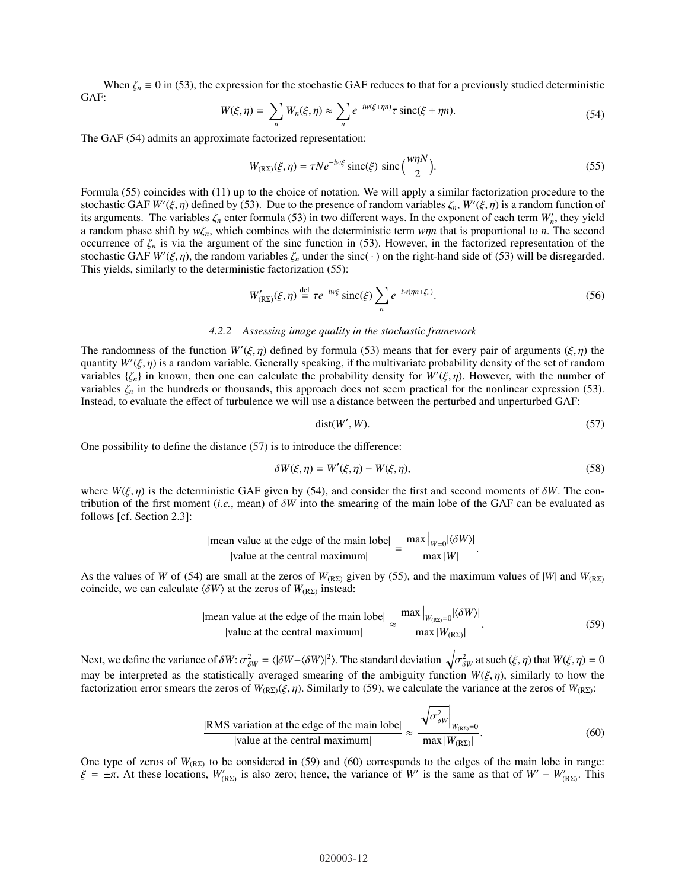When $\zeta_n \equiv 0$ in (53), the expression for the stochastic GAF reduces to that for a previously studied deterministic GAF:

$$W(\xi, \eta) = \sum_n W_n(\xi, \eta) \approx \sum_n e^{-iw(\xi+\eta n)} \tau \,\text{sinc}(\xi + \eta n). \tag{54}$$

The GAF (54) admits an approximate factorized representation:

$$W_{(\text{R}\Sigma)}(\xi, \eta) = \tau N e^{-iw\xi} \,\text{sinc}(\xi)\ \text{sinc}\Big(\frac{w\eta N}{2}\Big). \tag{55}$$

Formula (55) coincides with (11) up to the choice of notation. We will apply a similar factorization procedure to the stochastic GAF $W'(\xi, \eta)$ defined by (53). Due to the presence of random variables $\zeta_n$, $W'(\xi, \eta)$ is a random function of its arguments. The variables $\zeta_n$ enter formula (53) in two different ways. In the exponent of each term $W'_n$, they yield a random phase shift by $w\zeta_n$, which combines with the deterministic term $w\eta n$ that is proportional to $n$. The second occurrence of $\zeta_n$ is via the argument of the sinc function in (53). However, in the factorized representation of the stochastic GAF $W'(\xi, \eta)$, the random variables $\zeta_n$ under the sinc( · ) on the right-hand side of (53) will be disregarded. This yields, similarly to the deterministic factorization (55):

$$W'_{(\text{R}\Sigma)}(\xi, \eta) \stackrel{\text{def}}{=} \tau e^{-iw\xi} \,\text{sinc}(\xi) \sum_n e^{-iw(\eta n+\zeta_n)}. \tag{56}$$

#### 4.2.2 Assessing image quality in the stochastic framework

The randomness of the function $W'(\xi, \eta)$ defined by formula (53) means that for every pair of arguments $(\xi, \eta)$ the quantity $W'(\xi, \eta)$ is a random variable. Generally speaking, if the multivariate probability density of the set of random variables $\{\zeta_n\}$ in known, then one can calculate the probability density for $W'(\xi, \eta)$. However, with the number of variables $\zeta_n$ in the hundreds or thousands, this approach does not seem practical for the nonlinear expression (53). Instead, to evaluate the effect of turbulence we will use a distance between the perturbed and unperturbed GAF:

$$\text{dist}(W', W). \tag{57}$$

One possibility to define the distance (57) is to introduce the difference:

$$\delta W(\xi, \eta) = W'(\xi, \eta) - W(\xi, \eta), \tag{58}$$

where $W(\xi, \eta)$ is the deterministic GAF given by (54), and consider the first and second moments of $\delta W$. The contribution of the first moment (*i.e.*, mean) of $\delta W$ into the smearing of the main lobe of the GAF can be evaluated as follows [cf. Section 2.3]:

$$\frac{|\text{mean value at the edge of the main lobe}|}{|\text{value at the central maximum}|} = \frac{\max\big|_{W=0} |\langle \delta W \rangle|}{\max |W|}.$$

As the values of $W$ of (54) are small at the zeros of $W_{(\text{R}\Sigma)}$ given by (55), and the maximum values of $|W|$ and $W_{(\text{R}\Sigma)}$ coincide, we can calculate $\langle \delta W \rangle$ at the zeros of $W_{(\text{R}\Sigma)}$ instead:

$$\frac{|\text{mean value at the edge of the main lobe}|}{|\text{value at the central maximum}|} \approx \frac{\max\big|_{W_{(\text{R}\Sigma)}=0} |\langle \delta W \rangle|}{\max |W_{(\text{R}\Sigma)}|}. \tag{59}$$

Next, we define the variance of $\delta W$: $\sigma^2_{\delta W} = \langle |\delta W - \langle \delta W \rangle|^2 \rangle$. The standard deviation $\sqrt{\sigma^2_{\delta W}}$ at such $(\xi, \eta)$ that $W(\xi, \eta) = 0$ may be interpreted as the statistically averaged smearing of the ambiguity function $W(\xi, \eta)$, similarly to how the factorization error smears the zeros of $W_{(\text{R}\Sigma)}(\xi, \eta)$. Similarly to (59), we calculate the variance at the zeros of $W_{(\text{R}\Sigma)}$:

$$\frac{|\text{RMS variation at the edge of the main lobe}|}{|\text{value at the central maximum}|} \approx \frac{\sqrt{\sigma^2_{\delta W}}\Big|_{W_{(\text{R}\Sigma)}=0}}{\max |W_{(\text{R}\Sigma)}|}. \tag{60}$$

One type of zeros of $W_{(\text{R}\Sigma)}$ to be considered in (59) and (60) corresponds to the edges of the main lobe in range: $\xi = \pm\pi$. At these locations, $W'_{(\text{R}\Sigma)}$ is also zero; hence, the variance of $W'$ is the same as that of $W' - W'_{(\text{R}\Sigma)}$. This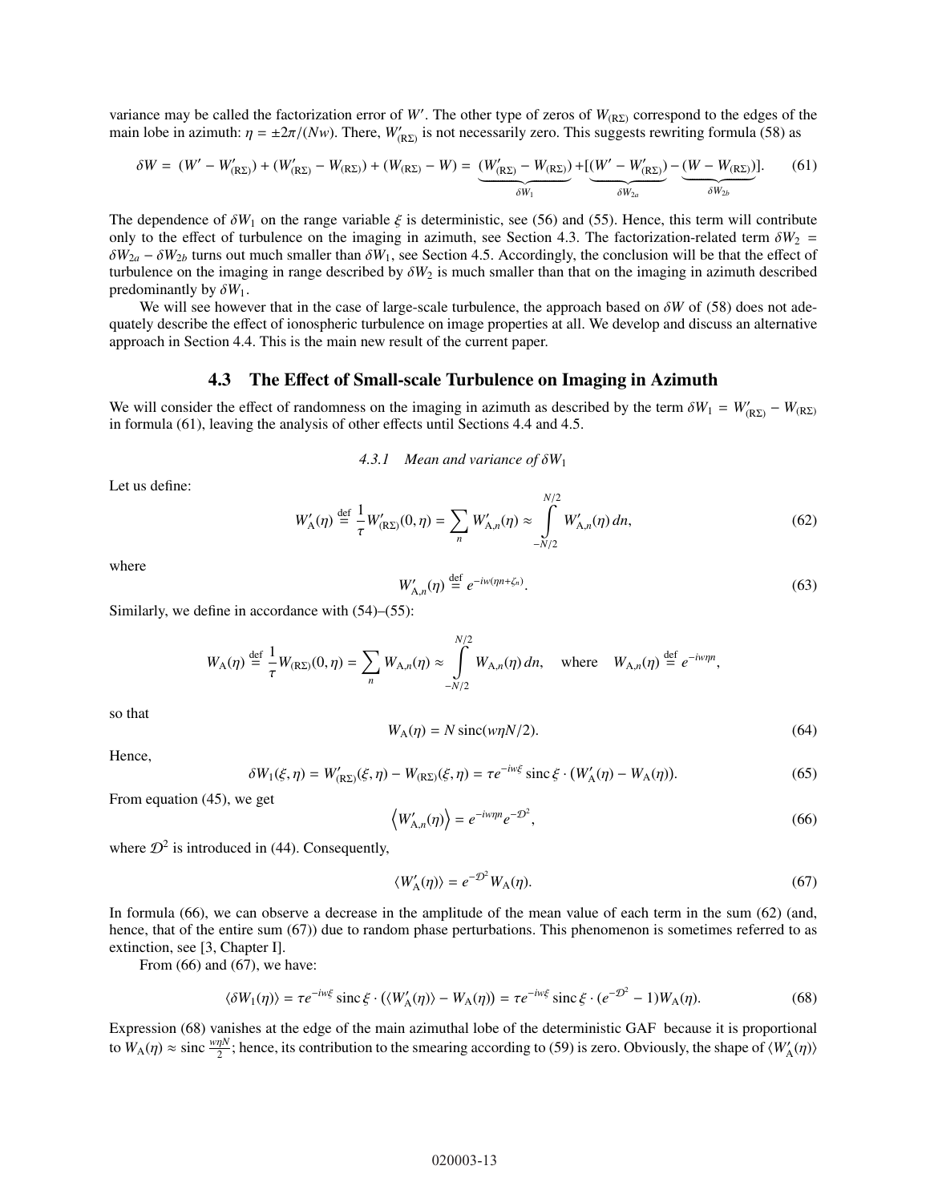variance may be called the factorization error of $W'$. The other type of zeros of $W_{(R\Sigma)}$ correspond to the edges of the main lobe in azimuth: $\eta = \pm 2\pi/(Nw)$. There, $W'_{(R\Sigma)}$ is not necessarily zero. This suggests rewriting formula (58) as

$$\delta W = (W' - W'_{(R\Sigma)}) + (W'_{(R\Sigma)} - W_{(R\Sigma)}) + (W_{(R\Sigma)} - W) = \underbrace{(W'_{(R\Sigma)} - W_{(R\Sigma)})}_{\delta W_1} + [\underbrace{(W' - W'_{(R\Sigma)})}_{\delta W_{2a}} - \underbrace{(W - W_{(R\Sigma)})}_{\delta W_{2b}}]. \tag{61}$$

The dependence of $\delta W_1$ on the range variable $\xi$ is deterministic, see (56) and (55). Hence, this term will contribute only to the effect of turbulence on the imaging in azimuth, see Section 4.3. The factorization-related term $\delta W_2 = \delta W_{2a} - \delta W_{2b}$ turns out much smaller than $\delta W_1$, see Section 4.5. Accordingly, the conclusion will be that the effect of turbulence on the imaging in range described by $\delta W_2$ is much smaller than that on the imaging in azimuth described predominantly by $\delta W_1$.

We will see however that in the case of large-scale turbulence, the approach based on $\delta W$ of (58) does not adequately describe the effect of ionospheric turbulence on image properties at all. We develop and discuss an alternative approach in Section 4.4. This is the main new result of the current paper.

### 4.3 The Effect of Small-scale Turbulence on Imaging in Azimuth

We will consider the effect of randomness on the imaging in azimuth as described by the term $\delta W_1 = W'_{(R\Sigma)} - W_{(R\Sigma)}$ in formula (61), leaving the analysis of other effects until Sections 4.4 and 4.5.

#### *4.3.1 Mean and variance of $\delta W_1$*

Let us define:

$$W'_A(\eta) \overset{\text{def}}{=} \frac{1}{\tau} W'_{(R\Sigma)}(0,\eta) = \sum_n W'_{A,n}(\eta) \approx \int_{-N/2}^{N/2} W'_{A,n}(\eta)\, dn, \tag{62}$$

where

$$W'_{A,n}(\eta) \overset{\text{def}}{=} e^{-iw(\eta n + \zeta_n)}. \tag{63}$$

Similarly, we define in accordance with (54)–(55):

$$W_A(\eta) \overset{\text{def}}{=} \frac{1}{\tau} W_{(R\Sigma)}(0,\eta) = \sum_n W_{A,n}(\eta) \approx \int_{-N/2}^{N/2} W_{A,n}(\eta)\, dn, \quad \text{where} \quad W_{A,n}(\eta) \overset{\text{def}}{=} e^{-iw\eta n},$$

so that

$$W_A(\eta) = N \operatorname{sinc}(w\eta N/2). \tag{64}$$

Hence,

$$\delta W_1(\xi,\eta) = W'_{(R\Sigma)}(\xi,\eta) - W_{(R\Sigma)}(\xi,\eta) = \tau e^{-iw\xi} \operatorname{sinc}\xi \cdot (W'_A(\eta) - W_A(\eta)). \tag{65}$$

From equation (45), we get

$$\left\langle W'_{A,n}(\eta) \right\rangle = e^{-iw\eta n} e^{-\mathcal{D}^2}, \tag{66}$$

where $\mathcal{D}^2$ is introduced in (44). Consequently,

$$\langle W'_A(\eta) \rangle = e^{-\mathcal{D}^2} W_A(\eta). \tag{67}$$

In formula (66), we can observe a decrease in the amplitude of the mean value of each term in the sum (62) (and, hence, that of the entire sum (67)) due to random phase perturbations. This phenomenon is sometimes referred to as extinction, see [3, Chapter I].

From (66) and (67), we have:

$$\langle \delta W_1(\eta) \rangle = \tau e^{-iw\xi} \operatorname{sinc}\xi \cdot (\langle W'_A(\eta) \rangle - W_A(\eta)) = \tau e^{-iw\xi} \operatorname{sinc}\xi \cdot (e^{-\mathcal{D}^2} - 1) W_A(\eta). \tag{68}$$

Expression (68) vanishes at the edge of the main azimuthal lobe of the deterministic GAF because it is proportional to $W_A(\eta) \approx \operatorname{sinc} \frac{w\eta N}{2}$; hence, its contribution to the smearing according to (59) is zero. Obviously, the shape of $\langle W'_A(\eta) \rangle$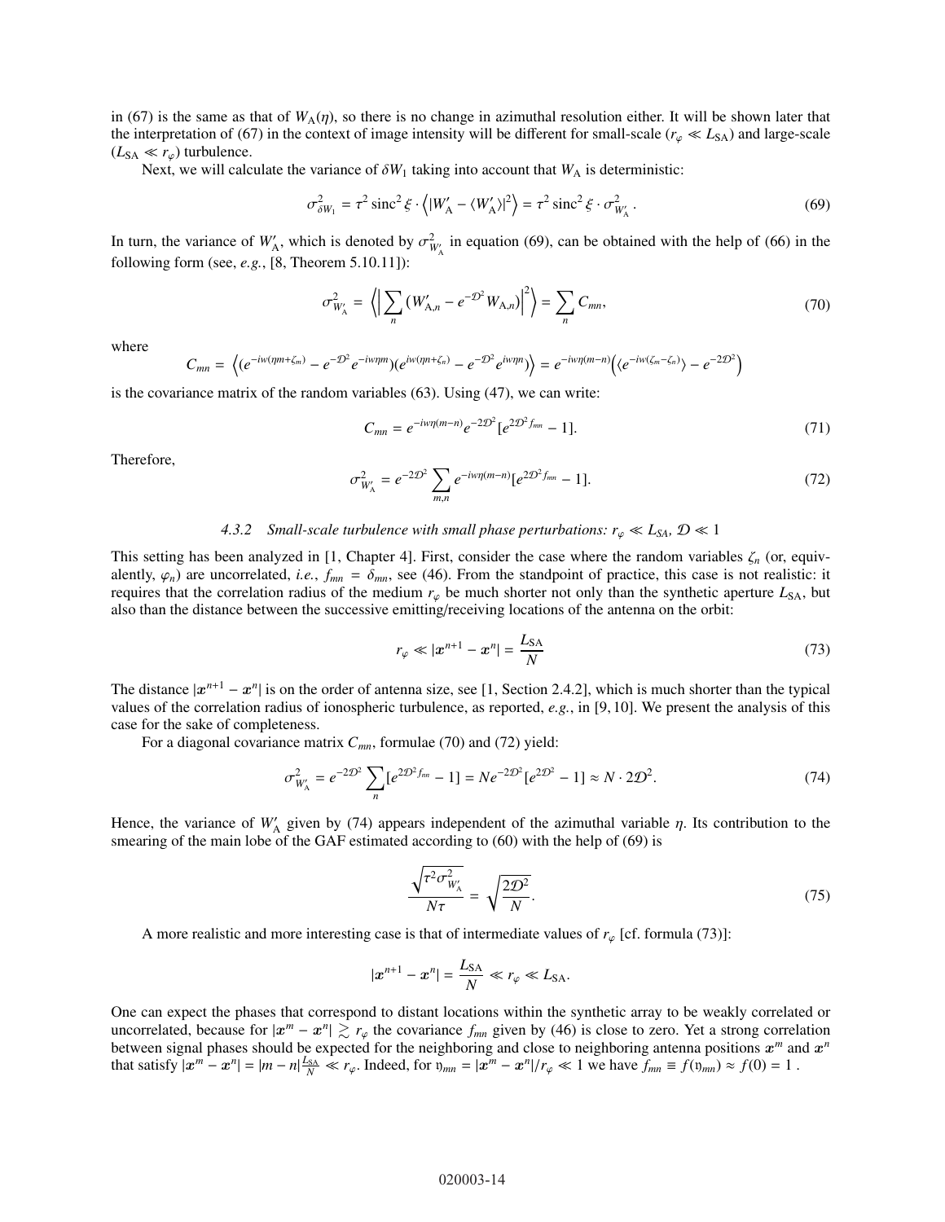in (67) is the same as that of $W_A(\eta)$, so there is no change in azimuthal resolution either. It will be shown later that the interpretation of (67) in the context of image intensity will be different for small-scale ($r_\varphi \ll L_{SA}$) and large-scale ($L_{SA} \ll r_\varphi$) turbulence.

Next, we will calculate the variance of $\delta W_1$ taking into account that $W_A$ is deterministic:

$$\sigma^2_{\delta W_1} = \tau^2 \operatorname{sinc}^2 \xi \cdot \left\langle |W'_A - \langle W'_A \rangle|^2 \right\rangle = \tau^2 \operatorname{sinc}^2 \xi \cdot \sigma^2_{W'_A}. \tag{69}$$

In turn, the variance of $W'_A$, which is denoted by $\sigma^2_{W'_A}$ in equation (69), can be obtained with the help of (66) in the following form (see, *e.g.*, [8, Theorem 5.10.11]):

$$\sigma^2_{W'_A} = \left\langle \Big| \sum_n (W'_{A,n} - e^{-\mathcal{D}^2} W_{A,n}) \Big|^2 \right\rangle = \sum_n C_{mn}, \tag{70}$$

where

$$C_{mn} = \left\langle (e^{-iw(\eta m+\zeta_m)} - e^{-\mathcal{D}^2} e^{-iw\eta m})(e^{iw(\eta n+\zeta_n)} - e^{-\mathcal{D}^2} e^{iw\eta n}) \right\rangle = e^{-iw\eta(m-n)} \Big( \langle e^{-iw(\zeta_m-\zeta_n)} \rangle - e^{-2\mathcal{D}^2} \Big)$$

is the covariance matrix of the random variables (63). Using (47), we can write:

$$C_{mn} = e^{-iw\eta(m-n)} e^{-2\mathcal{D}^2} [e^{2\mathcal{D}^2 f_{mn}} - 1]. \tag{71}$$

Therefore,

$$\sigma^2_{W'_A} = e^{-2\mathcal{D}^2} \sum_{m,n} e^{-iw\eta(m-n)} [e^{2\mathcal{D}^2 f_{mn}} - 1]. \tag{72}$$

#### 4.3.2 Small-scale turbulence with small phase perturbations: $r_\varphi \ll L_{SA}$, $\mathcal{D} \ll 1$

This setting has been analyzed in [1, Chapter 4]. First, consider the case where the random variables $\zeta_n$ (or, equivalently, $\varphi_n$) are uncorrelated, *i.e.*, $f_{mn} = \delta_{mn}$, see (46). From the standpoint of practice, this case is not realistic: it requires that the correlation radius of the medium $r_\varphi$ be much shorter not only than the synthetic aperture $L_{SA}$, but also than the distance between the successive emitting/receiving locations of the antenna on the orbit:

$$r_\varphi \ll |\boldsymbol{x}^{n+1} - \boldsymbol{x}^n| = \frac{L_{SA}}{N} \tag{73}$$

The distance $|\boldsymbol{x}^{n+1} - \boldsymbol{x}^n|$ is on the order of antenna size, see [1, Section 2.4.2], which is much shorter than the typical values of the correlation radius of ionospheric turbulence, as reported, *e.g.*, in [9, 10]. We present the analysis of this case for the sake of completeness.

For a diagonal covariance matrix $C_{mn}$, formulae (70) and (72) yield:

$$\sigma^2_{W'_A} = e^{-2\mathcal{D}^2} \sum_n [e^{2\mathcal{D}^2 f_{nn}} - 1] = N e^{-2\mathcal{D}^2} [e^{2\mathcal{D}^2} - 1] \approx N \cdot 2\mathcal{D}^2. \tag{74}$$

Hence, the variance of $W'_A$ given by (74) appears independent of the azimuthal variable $\eta$. Its contribution to the smearing of the main lobe of the GAF estimated according to (60) with the help of (69) is

$$\frac{\sqrt{\tau^2 \sigma^2_{W'_A}}}{N\tau} = \sqrt{\frac{2\mathcal{D}^2}{N}}. \tag{75}$$

A more realistic and more interesting case is that of intermediate values of $r_\varphi$ [cf. formula (73)]:

$$|\boldsymbol{x}^{n+1} - \boldsymbol{x}^n| = \frac{L_{SA}}{N} \ll r_\varphi \ll L_{SA}.$$

One can expect the phases that correspond to distant locations within the synthetic array to be weakly correlated or uncorrelated, because for $|\boldsymbol{x}^m - \boldsymbol{x}^n| \gtrsim r_\varphi$ the covariance $f_{mn}$ given by (46) is close to zero. Yet a strong correlation between signal phases should be expected for the neighboring and close to neighboring antenna positions $\boldsymbol{x}^m$ and $\boldsymbol{x}^n$ that satisfy $|\boldsymbol{x}^m - \boldsymbol{x}^n| = |m-n|\frac{L_{SA}}{N} \ll r_\varphi$. Indeed, for $\mathfrak{y}_{mn} = |\boldsymbol{x}^m - \boldsymbol{x}^n|/r_\varphi \ll 1$ we have $f_{mn} \equiv f(\mathfrak{y}_{mn}) \approx f(0) = 1$.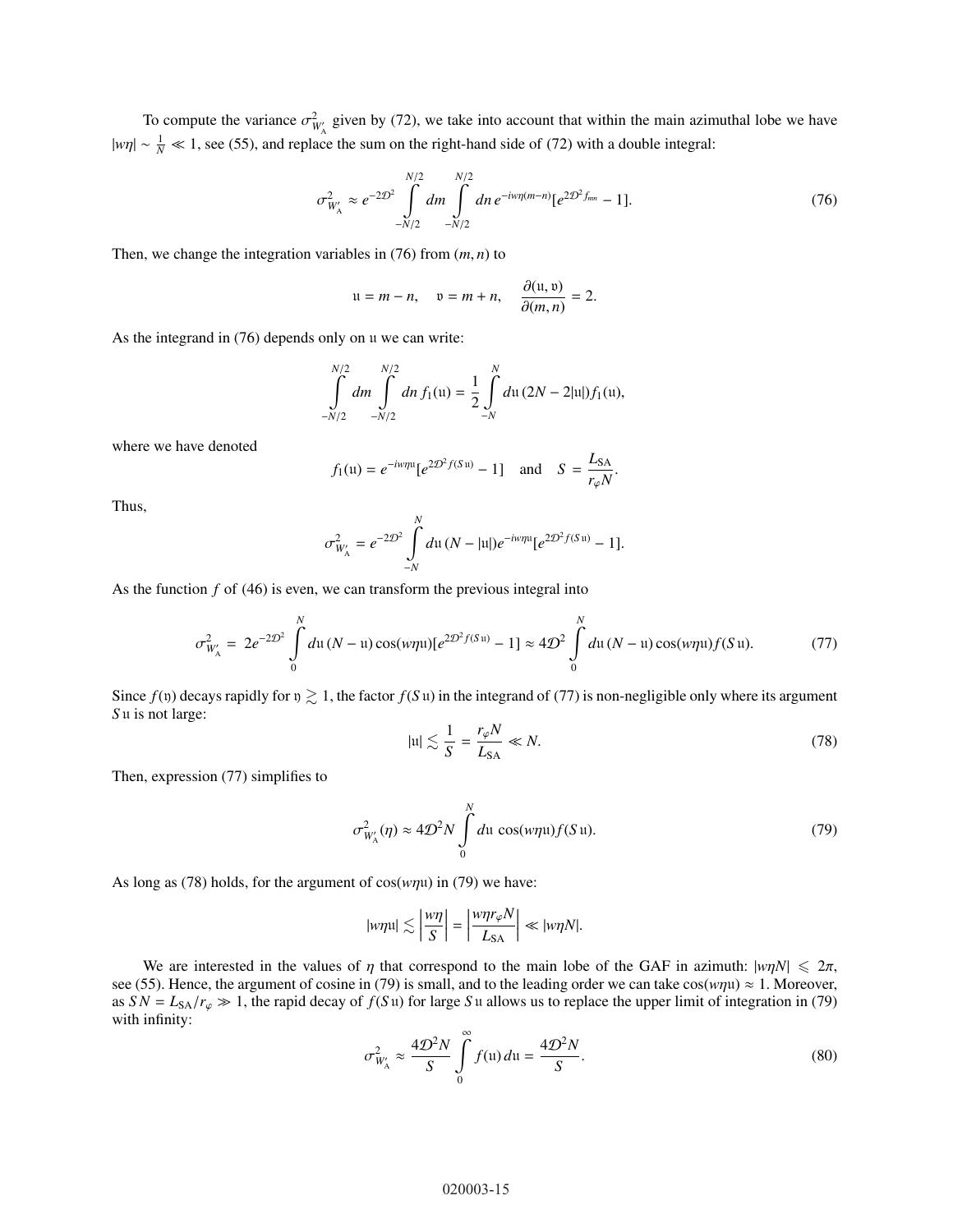To compute the variance $\sigma^2_{W'_{\rm A}}$ given by (72), we take into account that within the main azimuthal lobe we have $|w\eta| \sim \frac{1}{N} \ll 1$, see (55), and replace the sum on the right-hand side of (72) with a double integral:

$$\sigma^2_{W'_{\rm A}} \approx e^{-2\mathcal{D}^2} \int\limits_{-N/2}^{N/2} dm \int\limits_{-N/2}^{N/2} dn \, e^{-iw\eta(m-n)} [e^{2\mathcal{D}^2 f_{mn}} - 1]. \tag{76}$$

Then, we change the integration variables in (76) from $(m, n)$ to

$$\mathfrak{u} = m - n, \quad \mathfrak{v} = m + n, \quad \frac{\partial(\mathfrak{u}, \mathfrak{v})}{\partial(m, n)} = 2.$$

As the integrand in (76) depends only on $\mathfrak{u}$ we can write:

$$\int\limits_{-N/2}^{N/2} dm \int\limits_{-N/2}^{N/2} dn \, f_1(\mathfrak{u}) = \frac{1}{2} \int\limits_{-N}^{N} d\mathfrak{u} \, (2N - 2|\mathfrak{u}|) f_1(\mathfrak{u}),$$

where we have denoted

$$f_1(\mathfrak{u}) = e^{-iw\eta\mathfrak{u}} [e^{2\mathcal{D}^2 f(S\mathfrak{u})} - 1] \quad \text{and} \quad S = \frac{L_{\rm SA}}{r_\varphi N}.$$

Thus,

$$\sigma^2_{W'_{\rm A}} = e^{-2\mathcal{D}^2} \int\limits_{-N}^{N} d\mathfrak{u} \, (N - |\mathfrak{u}|) e^{-iw\eta\mathfrak{u}} [e^{2\mathcal{D}^2 f(S\mathfrak{u})} - 1].$$

As the function $f$ of (46) is even, we can transform the previous integral into

$$\sigma^2_{W'_{\rm A}} = 2e^{-2\mathcal{D}^2} \int\limits_{0}^{N} d\mathfrak{u} \, (N - \mathfrak{u}) \cos(w\eta\mathfrak{u}) [e^{2\mathcal{D}^2 f(S\mathfrak{u})} - 1] \approx 4\mathcal{D}^2 \int\limits_{0}^{N} d\mathfrak{u} \, (N - \mathfrak{u}) \cos(w\eta\mathfrak{u}) f(S\mathfrak{u}). \tag{77}$$

Since $f(\mathfrak{y})$ decays rapidly for $\mathfrak{y} \gtrsim 1$, the factor $f(S\mathfrak{u})$ in the integrand of (77) is non-negligible only where its argument $S\mathfrak{u}$ is not large:

$$|\mathfrak{u}| \lesssim \frac{1}{S} = \frac{r_\varphi N}{L_{\rm SA}} \ll N. \tag{78}$$

Then, expression (77) simplifies to

$$\sigma^2_{W'_{\rm A}}(\eta) \approx 4\mathcal{D}^2 N \int\limits_{0}^{N} d\mathfrak{u} \, \cos(w\eta\mathfrak{u}) f(S\mathfrak{u}). \tag{79}$$

As long as (78) holds, for the argument of $\cos(w\eta\mathfrak{u})$ in (79) we have:

$$|w\eta\mathfrak{u}| \lesssim \left|\frac{w\eta}{S}\right| = \left|\frac{w\eta r_\varphi N}{L_{\rm SA}}\right| \ll |w\eta N|.$$

We are interested in the values of $\eta$ that correspond to the main lobe of the GAF in azimuth: $|w\eta N| \leqslant 2\pi$, see (55). Hence, the argument of cosine in (79) is small, and to the leading order we can take $\cos(w\eta\mathfrak{u}) \approx 1$. Moreover, as $SN = L_{\rm SA}/r_\varphi \gg 1$, the rapid decay of $f(S\mathfrak{u})$ for large $S\mathfrak{u}$ allows us to replace the upper limit of integration in (79) with infinity:

$$\sigma^2_{W'_{\rm A}} \approx \frac{4\mathcal{D}^2 N}{S} \int\limits_{0}^{\infty} f(\mathfrak{u}) \, d\mathfrak{u} = \frac{4\mathcal{D}^2 N}{S}. \tag{80}$$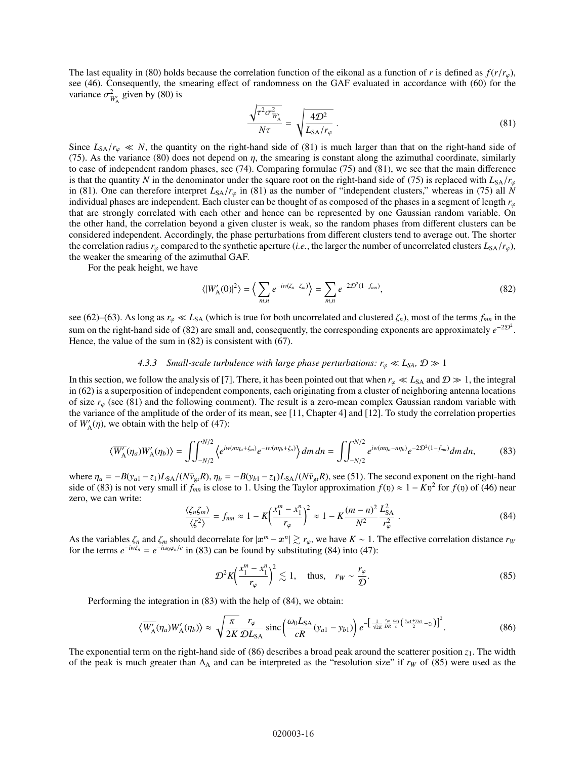The last equality in (80) holds because the correlation function of the eikonal as a function of $r$ is defined as $f(r/r_\varphi)$, see (46). Consequently, the smearing effect of randomness on the GAF evaluated in accordance with (60) for the variance $\sigma^2_{W'_A}$ given by (80) is

$$\frac{\sqrt{\tau^2\sigma^2_{W'_A}}}{N\tau} = \sqrt{\frac{4\mathcal{D}^2}{L_{SA}/r_\varphi}}\,. \tag{81}$$

Since $L_{SA}/r_\varphi \ll N$, the quantity on the right-hand side of (81) is much larger than that on the right-hand side of (75). As the variance (80) does not depend on $\eta$, the smearing is constant along the azimuthal coordinate, similarly to case of independent random phases, see (74). Comparing formulae (75) and (81), we see that the main difference is that the quantity $N$ in the denominator under the square root on the right-hand side of (75) is replaced with $L_{SA}/r_\varphi$ in (81). One can therefore interpret $L_{SA}/r_\varphi$ in (81) as the number of "independent clusters," whereas in (75) all $N$ individual phases are independent. Each cluster can be thought of as composed of the phases in a segment of length $r_\varphi$ that are strongly correlated with each other and hence can be represented by one Gaussian random variable. On the other hand, the correlation beyond a given cluster is weak, so the random phases from different clusters can be considered independent. Accordingly, the phase perturbations from different clusters tend to average out. The shorter the correlation radius $r_\varphi$ compared to the synthetic aperture (*i.e.*, the larger the number of uncorrelated clusters $L_{SA}/r_\varphi$), the weaker the smearing of the azimuthal GAF.

For the peak height, we have

$$\langle |W'_A(0)|^2\rangle = \Big\langle \sum_{m,n} e^{-iw(\zeta_n-\zeta_m)}\Big\rangle = \sum_{m,n} e^{-2\mathcal{D}^2(1-f_{mn})}, \tag{82}$$

see (62)–(63). As long as $r_\varphi \ll L_{SA}$ (which is true for both uncorrelated and clustered $\zeta_n$), most of the terms $f_{mn}$ in the sum on the right-hand side of (82) are small and, consequently, the corresponding exponents are approximately $e^{-2\mathcal{D}^2}$. Hence, the value of the sum in (82) is consistent with (67).

### 4.3.3 Small-scale turbulence with large phase perturbations: $r_\varphi \ll L_{SA}$, $\mathcal{D} \gg 1$

In this section, we follow the analysis of [7]. There, it has been pointed out that when $r_\varphi \ll L_{SA}$ and $\mathcal{D} \gg 1$, the integral in (62) is a superposition of independent components, each originating from a cluster of neighboring antenna locations of size $r_\varphi$ (see (81) and the following comment). The result is a zero-mean complex Gaussian random variable with the variance of the amplitude of the order of its mean, see [11, Chapter 4] and [12]. To study the correlation properties of $W'_A(\eta)$, we obtain with the help of (47):

$$\langle \overline{W'_A}(\eta_a) W'_A(\eta_b)\rangle = \iint_{-N/2}^{N/2} \Big\langle e^{iw(m\eta_a+\zeta_m)} e^{-iw(n\eta_b+\zeta_n)}\Big\rangle\, dm\, dn = \iint_{-N/2}^{N/2} e^{iw(m\eta_a-n\eta_b)} e^{-2\mathcal{D}^2(1-f_{mn})} dm\, dn, \tag{83}$$

where $\eta_a = -B(y_{a1}-z_1)L_{SA}/(N\bar{v}_{gr}R)$, $\eta_b = -B(y_{b1}-z_1)L_{SA}/(N\bar{v}_{gr}R)$, see (51). The second exponent on the right-hand side of (83) is not very small if $f_{mn}$ is close to 1. Using the Taylor approximation $f(\mathfrak{y}) \approx 1 - K\mathfrak{y}^2$ for $f(\mathfrak{y})$ of (46) near zero, we can write:

$$\frac{\langle \zeta_n\zeta_m\rangle}{\langle \zeta^2\rangle} = f_{mn} \approx 1 - K\Big(\frac{x_1^m - x_1^n}{r_\varphi}\Big)^2 \approx 1 - K\frac{(m-n)^2}{N^2}\frac{L_{SA}^2}{r_\varphi^2}\,. \tag{84}$$

As the variables $\zeta_n$ and $\zeta_m$ should decorrelate for $|\boldsymbol{x}^m - \boldsymbol{x}^n| \gtrsim r_\varphi$, we have $K \sim 1$. The effective correlation distance $r_W$ for the terms $e^{-iw\zeta_n} = e^{-i\omega_0\varphi_n/c}$ in (83) can be found by substituting (84) into (47):

$$\mathcal{D}^2 K\Big(\frac{x_1^m - x_1^n}{r_\varphi}\Big)^2 \lesssim 1, \quad \text{thus,} \quad r_W \sim \frac{r_\varphi}{\mathcal{D}}. \tag{85}$$

Performing the integration in (83) with the help of (84), we obtain:

$$\langle \overline{W'_A}(\eta_a) W'_A(\eta_b)\rangle \approx \sqrt{\frac{\pi}{2K}}\frac{r_\varphi}{\mathcal{D}L_{SA}}\,\mathrm{sinc}\Big(\frac{\omega_0 L_{SA}}{cR}(y_{a1}-y_{b1})\Big)\, e^{-\big[\frac{1}{\sqrt{2K}}\frac{r_\varphi}{\mathcal{D}R}\frac{\omega_0}{c}\big(\frac{y_{a1}+y_{b1}}{2}-z_1\big)\big]^2}. \tag{86}$$

The exponential term on the right-hand side of (86) describes a broad peak around the scatterer position $z_1$. The width of the peak is much greater than $\Delta_A$ and can be interpreted as the "resolution size" if $r_W$ of (85) were used as the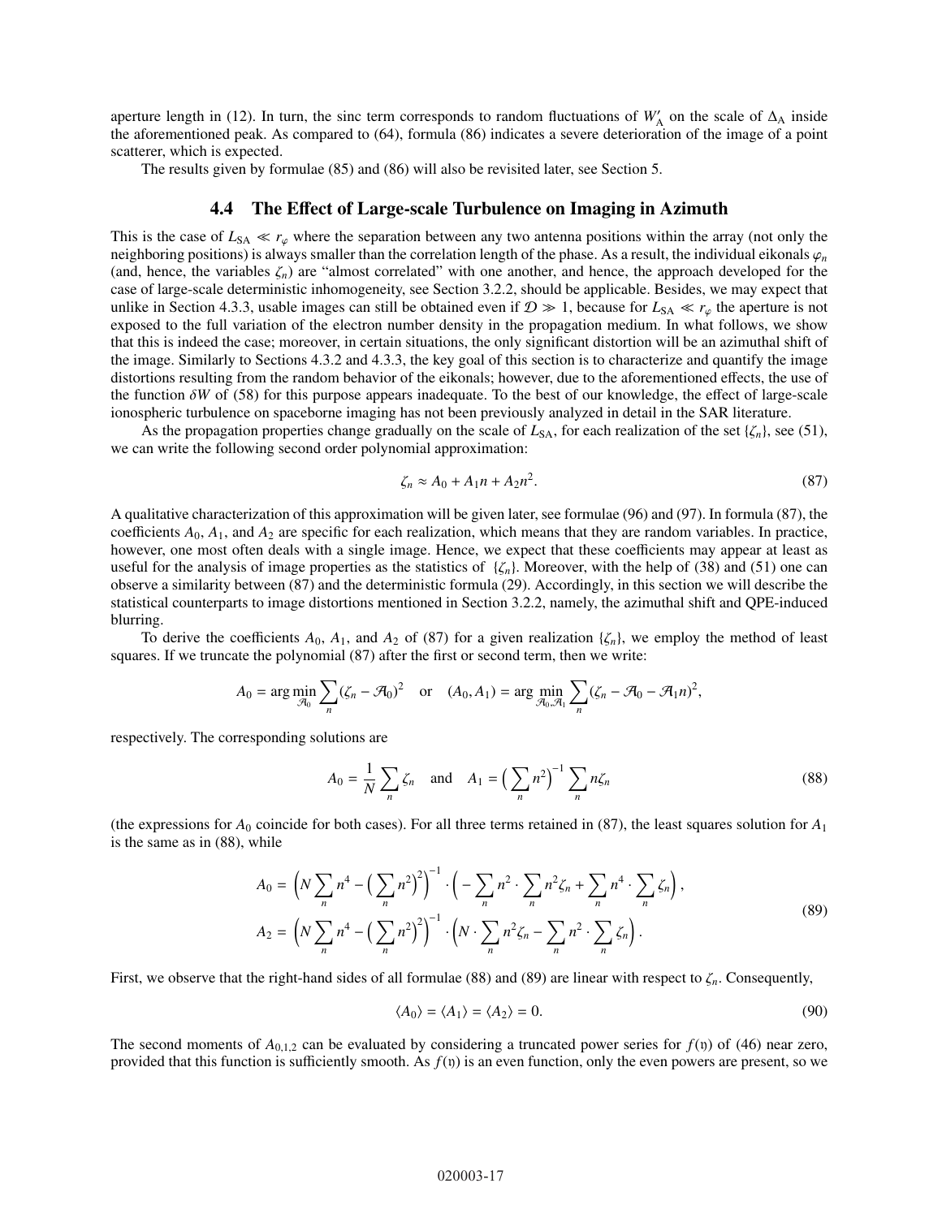aperture length in (12). In turn, the sinc term corresponds to random fluctuations of $W'_{\mathrm{A}}$ on the scale of $\Delta_{\mathrm{A}}$ inside the aforementioned peak. As compared to (64), formula (86) indicates a severe deterioration of the image of a point scatterer, which is expected.

The results given by formulae (85) and (86) will also be revisited later, see Section 5.

## 4.4 The Effect of Large-scale Turbulence on Imaging in Azimuth

This is the case of $L_{\mathrm{SA}} \ll r_\varphi$ where the separation between any two antenna positions within the array (not only the neighboring positions) is always smaller than the correlation length of the phase. As a result, the individual eikonals $\varphi_n$ (and, hence, the variables $\zeta_n$) are "almost correlated" with one another, and hence, the approach developed for the case of large-scale deterministic inhomogeneity, see Section 3.2.2, should be applicable. Besides, we may expect that unlike in Section 4.3.3, usable images can still be obtained even if $\mathcal{D} \gg 1$, because for $L_{\mathrm{SA}} \ll r_\varphi$ the aperture is not exposed to the full variation of the electron number density in the propagation medium. In what follows, we show that this is indeed the case; moreover, in certain situations, the only significant distortion will be an azimuthal shift of the image. Similarly to Sections 4.3.2 and 4.3.3, the key goal of this section is to characterize and quantify the image distortions resulting from the random behavior of the eikonals; however, due to the aforementioned effects, the use of the function $\delta W$ of (58) for this purpose appears inadequate. To the best of our knowledge, the effect of large-scale ionospheric turbulence on spaceborne imaging has not been previously analyzed in detail in the SAR literature.

As the propagation properties change gradually on the scale of $L_{\mathrm{SA}}$, for each realization of the set $\{\zeta_n\}$, see (51), we can write the following second order polynomial approximation:

$$\zeta_n \approx A_0 + A_1 n + A_2 n^2. \tag{87}$$

A qualitative characterization of this approximation will be given later, see formulae (96) and (97). In formula (87), the coefficients $A_0$, $A_1$, and $A_2$ are specific for each realization, which means that they are random variables. In practice, however, one most often deals with a single image. Hence, we expect that these coefficients may appear at least as useful for the analysis of image properties as the statistics of $\{\zeta_n\}$. Moreover, with the help of (38) and (51) one can observe a similarity between (87) and the deterministic formula (29). Accordingly, in this section we will describe the statistical counterparts to image distortions mentioned in Section 3.2.2, namely, the azimuthal shift and QPE-induced blurring.

To derive the coefficients $A_0$, $A_1$, and $A_2$ of (87) for a given realization $\{\zeta_n\}$, we employ the method of least squares. If we truncate the polynomial (87) after the first or second term, then we write:

$$A_0 = \arg\min_{\mathcal{A}_0} \sum_n (\zeta_n - \mathcal{A}_0)^2 \quad \text{or} \quad (A_0, A_1) = \arg\min_{\mathcal{A}_0, \mathcal{A}_1} \sum_n (\zeta_n - \mathcal{A}_0 - \mathcal{A}_1 n)^2,$$

respectively. The corresponding solutions are

$$A_0 = \frac{1}{N}\sum_n \zeta_n \quad \text{and} \quad A_1 = \Big(\sum_n n^2\Big)^{-1} \sum_n n\zeta_n \tag{88}$$

(the expressions for $A_0$ coincide for both cases). For all three terms retained in (87), the least squares solution for $A_1$ is the same as in (88), while

$$\begin{aligned} A_0 &= \left(N\sum_n n^4 - \Big(\sum_n n^2\Big)^2\right)^{-1} \cdot \left(-\sum_n n^2 \cdot \sum_n n^2 \zeta_n + \sum_n n^4 \cdot \sum_n \zeta_n\right), \\ A_2 &= \left(N\sum_n n^4 - \Big(\sum_n n^2\Big)^2\right)^{-1} \cdot \left(N \cdot \sum_n n^2 \zeta_n - \sum_n n^2 \cdot \sum_n \zeta_n\right). \end{aligned} \tag{89}$$

First, we observe that the right-hand sides of all formulae (88) and (89) are linear with respect to $\zeta_n$. Consequently,

$$\langle A_0 \rangle = \langle A_1 \rangle = \langle A_2 \rangle = 0. \tag{90}$$

The second moments of $A_{0,1,2}$ can be evaluated by considering a truncated power series for $f(\mathfrak{y})$ of (46) near zero, provided that this function is sufficiently smooth. As $f(\mathfrak{y})$ is an even function, only the even powers are present, so we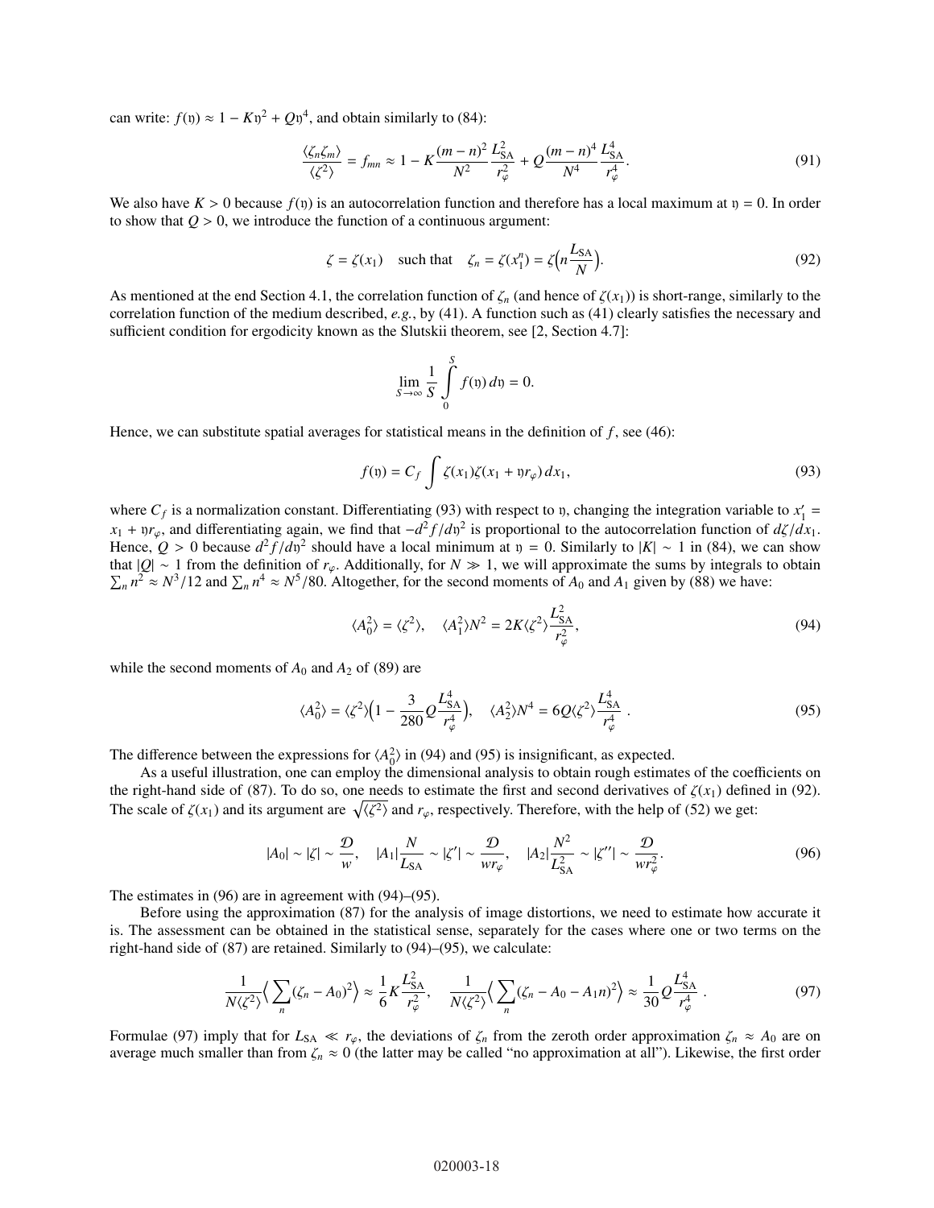can write: $f(\mathfrak{y}) \approx 1 - K\mathfrak{y}^2 + Q\mathfrak{y}^4$, and obtain similarly to (84):

$$\frac{\langle \zeta_n \zeta_m \rangle}{\langle \zeta^2 \rangle} = f_{mn} \approx 1 - K\frac{(m-n)^2}{N^2}\frac{L_{\rm SA}^2}{r_\varphi^2} + Q\frac{(m-n)^4}{N^4}\frac{L_{\rm SA}^4}{r_\varphi^4}. \tag{91}$$

We also have $K > 0$ because $f(\mathfrak{y})$ is an autocorrelation function and therefore has a local maximum at $\mathfrak{y} = 0$. In order to show that $Q > 0$, we introduce the function of a continuous argument:

$$\zeta = \zeta(x_1) \quad \text{such that} \quad \zeta_n = \zeta(x_1^n) = \zeta\Big(n\frac{L_{\rm SA}}{N}\Big). \tag{92}$$

As mentioned at the end Section 4.1, the correlation function of $\zeta_n$ (and hence of $\zeta(x_1)$) is short-range, similarly to the correlation function of the medium described, *e.g.*, by (41). A function such as (41) clearly satisfies the necessary and sufficient condition for ergodicity known as the Slutskii theorem, see [2, Section 4.7]:

$$\lim_{S\to\infty} \frac{1}{S}\int_0^S f(\mathfrak{y})\, d\mathfrak{y} = 0.$$

Hence, we can substitute spatial averages for statistical means in the definition of $f$, see (46):

$$f(\mathfrak{y}) = C_f \int \zeta(x_1)\zeta(x_1 + \mathfrak{y} r_\varphi)\, dx_1, \tag{93}$$

where $C_f$ is a normalization constant. Differentiating (93) with respect to $\mathfrak{y}$, changing the integration variable to $x_1' = x_1 + \mathfrak{y} r_\varphi$, and differentiating again, we find that $-d^2 f/d\mathfrak{y}^2$ is proportional to the autocorrelation function of $d\zeta/dx_1$. Hence, $Q > 0$ because $d^2 f/d\mathfrak{y}^2$ should have a local minimum at $\mathfrak{y} = 0$. Similarly to $|K| \sim 1$ in (84), we can show that $|Q| \sim 1$ from the definition of $r_\varphi$. Additionally, for $N \gg 1$, we will approximate the sums by integrals to obtain $\sum_n n^2 \approx N^3/12$ and $\sum_n n^4 \approx N^5/80$. Altogether, for the second moments of $A_0$ and $A_1$ given by (88) we have:

$$\langle A_0^2 \rangle = \langle \zeta^2 \rangle, \quad \langle A_1^2 \rangle N^2 = 2K\langle \zeta^2 \rangle \frac{L_{\rm SA}^2}{r_\varphi^2}, \tag{94}$$

while the second moments of $A_0$ and $A_2$ of (89) are

$$\langle A_0^2 \rangle = \langle \zeta^2 \rangle \Big(1 - \frac{3}{280}Q\frac{L_{\rm SA}^4}{r_\varphi^4}\Big), \quad \langle A_2^2 \rangle N^4 = 6Q\langle \zeta^2 \rangle \frac{L_{\rm SA}^4}{r_\varphi^4}\ . \tag{95}$$

The difference between the expressions for $\langle A_0^2 \rangle$ in (94) and (95) is insignificant, as expected.

As a useful illustration, one can employ the dimensional analysis to obtain rough estimates of the coefficients on the right-hand side of (87). To do so, one needs to estimate the first and second derivatives of $\zeta(x_1)$ defined in (92). The scale of $\zeta(x_1)$ and its argument are $\sqrt{\langle \zeta^2 \rangle}$ and $r_\varphi$, respectively. Therefore, with the help of (52) we get:

$$|A_0| \sim |\zeta| \sim \frac{\mathcal{D}}{w}, \quad |A_1|\frac{N}{L_{\rm SA}} \sim |\zeta'| \sim \frac{\mathcal{D}}{w r_\varphi}, \quad |A_2|\frac{N^2}{L_{\rm SA}^2} \sim |\zeta''| \sim \frac{\mathcal{D}}{w r_\varphi^2}. \tag{96}$$

The estimates in (96) are in agreement with (94)–(95).

Before using the approximation (87) for the analysis of image distortions, we need to estimate how accurate it is. The assessment can be obtained in the statistical sense, separately for the cases where one or two terms on the right-hand side of (87) are retained. Similarly to (94)–(95), we calculate:

$$\frac{1}{N\langle \zeta^2 \rangle}\Big\langle \sum_n (\zeta_n - A_0)^2 \Big\rangle \approx \frac{1}{6}K\frac{L_{\rm SA}^2}{r_\varphi^2}, \quad \frac{1}{N\langle \zeta^2 \rangle}\Big\langle \sum_n (\zeta_n - A_0 - A_1 n)^2 \Big\rangle \approx \frac{1}{30}Q\frac{L_{\rm SA}^4}{r_\varphi^4}\ . \tag{97}$$

Formulae (97) imply that for $L_{\rm SA} \ll r_\varphi$, the deviations of $\zeta_n$ from the zeroth order approximation $\zeta_n \approx A_0$ are on average much smaller than from $\zeta_n \approx 0$ (the latter may be called "no approximation at all"). Likewise, the first order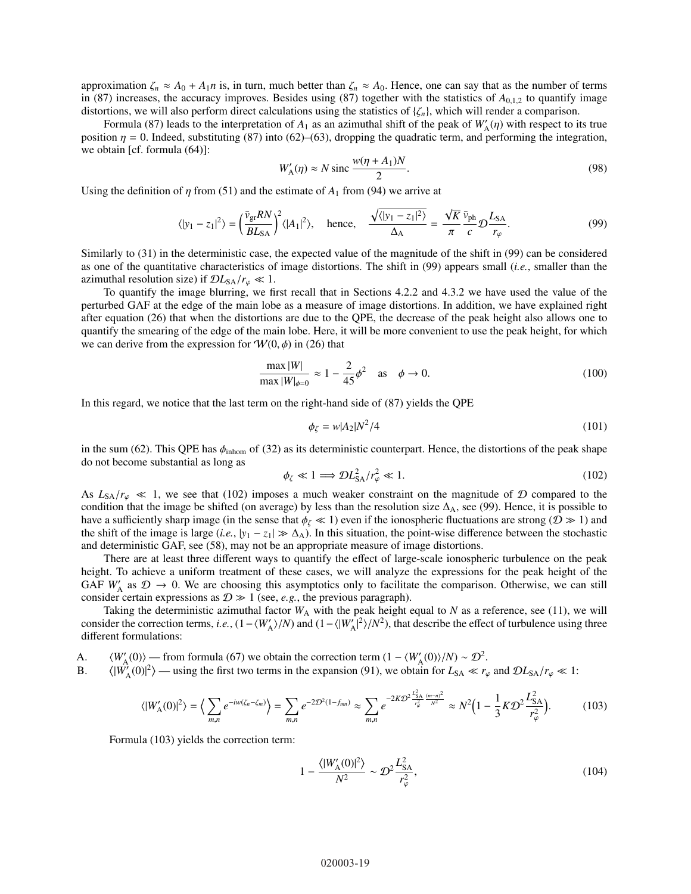approximation $\zeta_n \approx A_0 + A_1 n$ is, in turn, much better than $\zeta_n \approx A_0$. Hence, one can say that as the number of terms in (87) increases, the accuracy improves. Besides using (87) together with the statistics of $A_{0,1,2}$ to quantify image distortions, we will also perform direct calculations using the statistics of $\{\zeta_n\}$, which will render a comparison.

Formula (87) leads to the interpretation of $A_1$ as an azimuthal shift of the peak of $W'_{\rm A}(\eta)$ with respect to its true position $\eta = 0$. Indeed, substituting (87) into (62)–(63), dropping the quadratic term, and performing the integration, we obtain [cf. formula (64)]:

$$W'_{\rm A}(\eta) \approx N \,\mathrm{sinc}\, \frac{w(\eta + A_1)N}{2}. \tag{98}$$

Using the definition of $\eta$ from (51) and the estimate of $A_1$ from (94) we arrive at

$$\langle |y_1 - z_1|^2 \rangle = \Big(\frac{\bar{v}_{\rm gr} R N}{B L_{\rm SA}}\Big)^2 \langle |A_1|^2 \rangle, \quad \text{hence,} \quad \frac{\sqrt{\langle |y_1 - z_1|^2 \rangle}}{\Delta_{\rm A}} = \frac{\sqrt{K}}{\pi} \frac{\bar{v}_{\rm ph}}{c} \mathcal{D} \frac{L_{\rm SA}}{r_\varphi}. \tag{99}$$

Similarly to (31) in the deterministic case, the expected value of the magnitude of the shift in (99) can be considered as one of the quantitative characteristics of image distortions. The shift in (99) appears small (*i.e.*, smaller than the azimuthal resolution size) if $\mathcal{D} L_{\rm SA}/r_\varphi \ll 1$.

To quantify the image blurring, we first recall that in Sections 4.2.2 and 4.3.2 we have used the value of the perturbed GAF at the edge of the main lobe as a measure of image distortions. In addition, we have explained right after equation (26) that when the distortions are due to the QPE, the decrease of the peak height also allows one to quantify the smearing of the edge of the main lobe. Here, it will be more convenient to use the peak height, for which we can derive from the expression for $\mathcal{W}(0, \phi)$ in (26) that

$$\frac{\max |W|}{\max |W|_{\phi=0}} \approx 1 - \frac{2}{45}\phi^2 \quad \text{as} \quad \phi \to 0. \tag{100}$$

In this regard, we notice that the last term on the right-hand side of (87) yields the QPE

$$\phi_\zeta = w|A_2|N^2/4 \tag{101}$$

in the sum (62). This QPE has $\phi_{\rm inhom}$ of (32) as its deterministic counterpart. Hence, the distortions of the peak shape do not become substantial as long as

$$\phi_\zeta \ll 1 \Longrightarrow \mathcal{D} L_{\rm SA}^2 / r_\varphi^2 \ll 1. \tag{102}$$

As $L_{\rm SA}/r_\varphi \ll 1$, we see that (102) imposes a much weaker constraint on the magnitude of $\mathcal{D}$ compared to the condition that the image be shifted (on average) by less than the resolution size $\Delta_{\rm A}$, see (99). Hence, it is possible to have a sufficiently sharp image (in the sense that $\phi_\zeta \ll 1$) even if the ionospheric fluctuations are strong ($\mathcal{D} \gg 1$) and the shift of the image is large (*i.e.*, $|y_1 - z_1| \gg \Delta_{\rm A}$). In this situation, the point-wise difference between the stochastic and deterministic GAF, see (58), may not be an appropriate measure of image distortions.

There are at least three different ways to quantify the effect of large-scale ionospheric turbulence on the peak height. To achieve a uniform treatment of these cases, we will analyze the expressions for the peak height of the GAF $W'_{\rm A}$ as $\mathcal{D} \to 0$. We are choosing this asymptotics only to facilitate the comparison. Otherwise, we can still consider certain expressions as $\mathcal{D} \gg 1$ (see, *e.g.*, the previous paragraph).

Taking the deterministic azimuthal factor $W_{\rm A}$ with the peak height equal to $N$ as a reference, see (11), we will consider the correction terms, *i.e.*, $(1 - \langle W'_{\rm A} \rangle / N)$ and $(1 - \langle |W'_{\rm A}|^2 \rangle / N^2)$, that describe the effect of turbulence using three different formulations:

A. $\langle W'_{\rm A}(0) \rangle$ — from formula (67) we obtain the correction term $(1 - \langle W'_{\rm A}(0) \rangle / N) \sim \mathcal{D}^2$.

B. $\langle |W'_{\rm A}(0)|^2 \rangle$ — using the first two terms in the expansion (91), we obtain for $L_{\rm SA} \ll r_\varphi$ and $\mathcal{D} L_{\rm SA}/r_\varphi \ll 1$:

$$\langle |W'_{\rm A}(0)|^2 \rangle = \Big\langle \sum_{m,n} e^{-iw(\zeta_n - \zeta_m)} \Big\rangle = \sum_{m,n} e^{-2\mathcal{D}^2(1 - f_{mn})} \approx \sum_{m,n} e^{-2K\mathcal{D}^2 \frac{L_{\rm SA}^2}{r_\varphi^2} \frac{(m-n)^2}{N^2}} \approx N^2 \Big(1 - \frac{1}{3} K \mathcal{D}^2 \frac{L_{\rm SA}^2}{r_\varphi^2}\Big). \tag{103}$$

Formula (103) yields the correction term:

$$1 - \frac{\langle |W'_{\rm A}(0)|^2 \rangle}{N^2} \sim \mathcal{D}^2 \frac{L_{\rm SA}^2}{r_\varphi^2}, \tag{104}$$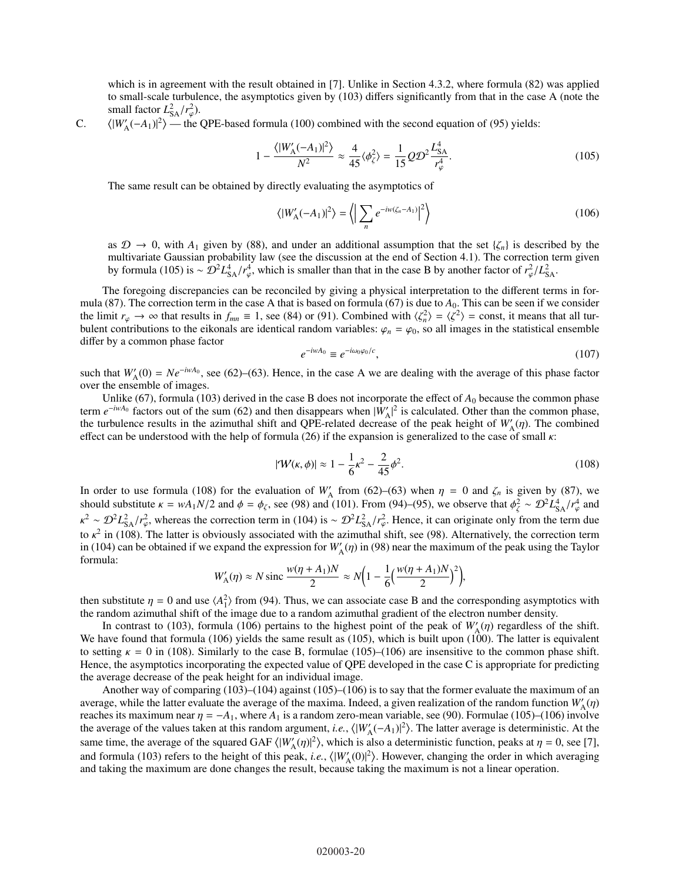which is in agreement with the result obtained in [7]. Unlike in Section 4.3.2, where formula (82) was applied to small-scale turbulence, the asymptotics given by (103) differs significantly from that in the case A (note the small factor $L_{\rm SA}^2/r_\varphi^2$).

C. $\langle |W'_{\rm A}(-A_1)|^2\rangle$ — the QPE-based formula (100) combined with the second equation of (95) yields:

$$1 - \frac{\langle |W'_{\rm A}(-A_1)|^2\rangle}{N^2} \approx \frac{4}{45}\langle \phi_\zeta^2\rangle = \frac{1}{15} Q \mathcal{D}^2 \frac{L_{\rm SA}^4}{r_\varphi^4}. \tag{105}$$

The same result can be obtained by directly evaluating the asymptotics of

$$\langle |W'_{\rm A}(-A_1)|^2\rangle = \Big\langle \Big| \sum_n e^{-iw(\zeta_n - A_1)}\Big|^2 \Big\rangle \tag{106}$$

as $\mathcal{D} \to 0$, with $A_1$ given by (88), and under an additional assumption that the set $\{\zeta_n\}$ is described by the multivariate Gaussian probability law (see the discussion at the end of Section 4.1). The correction term given by formula (105) is $\sim \mathcal{D}^2 L_{\rm SA}^4/r_\varphi^4$, which is smaller than that in the case B by another factor of $r_\varphi^2/L_{\rm SA}^2$.

The foregoing discrepancies can be reconciled by giving a physical interpretation to the different terms in formula (87). The correction term in the case A that is based on formula (67) is due to $A_0$. This can be seen if we consider the limit $r_\varphi \to \infty$ that results in $f_{mn} \equiv 1$, see (84) or (91). Combined with $\langle \zeta_n^2\rangle = \langle \zeta^2\rangle = \text{const}$, it means that all turbulent contributions to the eikonals are identical random variables: $\varphi_n = \varphi_0$, so all images in the statistical ensemble differ by a common phase factor

$$e^{-iwA_0} \equiv e^{-i\omega_0\varphi_0/c}, \tag{107}$$

such that $W'_{\rm A}(0) = Ne^{-iwA_0}$, see (62)–(63). Hence, in the case A we are dealing with the average of this phase factor over the ensemble of images.

Unlike (67), formula (103) derived in the case B does not incorporate the effect of $A_0$ because the common phase term $e^{-iwA_0}$ factors out of the sum (62) and then disappears when $|W'_{\rm A}|^2$ is calculated. Other than the common phase, the turbulence results in the azimuthal shift and QPE-related decrease of the peak height of $W'_{\rm A}(\eta)$. The combined effect can be understood with the help of formula (26) if the expansion is generalized to the case of small $\kappa$:

$$|\mathcal{W}(\kappa,\phi)| \approx 1 - \frac{1}{6}\kappa^2 - \frac{2}{45}\phi^2. \tag{108}$$

In order to use formula (108) for the evaluation of $W'_{\rm A}$ from (62)–(63) when $\eta = 0$ and $\zeta_n$ is given by (87), we should substitute $\kappa = wA_1N/2$ and $\phi = \phi_\zeta$, see (98) and (101). From (94)–(95), we observe that $\phi_\zeta^2 \sim \mathcal{D}^2 L_{\rm SA}^4/r_\varphi^4$ and $\kappa^2 \sim \mathcal{D}^2 L_{\rm SA}^2/r_\varphi^2$, whereas the correction term in (104) is $\sim \mathcal{D}^2 L_{\rm SA}^2/r_\varphi^2$. Hence, it can originate only from the term due to $\kappa^2$ in (108). The latter is obviously associated with the azimuthal shift, see (98). Alternatively, the correction term in (104) can be obtained if we expand the expression for $W'_{\rm A}(\eta)$ in (98) near the maximum of the peak using the Taylor formula:

$$W'_{\rm A}(\eta) \approx N\,\text{sinc}\,\frac{w(\eta + A_1)N}{2} \approx N\Big(1 - \frac{1}{6}\Big(\frac{w(\eta + A_1)N}{2}\Big)^2\Big),$$

then substitute $\eta = 0$ and use $\langle A_1^2\rangle$ from (94). Thus, we can associate case B and the corresponding asymptotics with the random azimuthal shift of the image due to a random azimuthal gradient of the electron number density.

In contrast to (103), formula (106) pertains to the highest point of the peak of $W'_{\rm A}(\eta)$ regardless of the shift. We have found that formula (106) yields the same result as (105), which is built upon (100). The latter is equivalent to setting $\kappa = 0$ in (108). Similarly to the case B, formulae (105)–(106) are insensitive to the common phase shift. Hence, the asymptotics incorporating the expected value of QPE developed in the case C is appropriate for predicting the average decrease of the peak height for an individual image.

Another way of comparing (103)–(104) against (105)–(106) is to say that the former evaluate the maximum of an average, while the latter evaluate the average of the maxima. Indeed, a given realization of the random function $W'_{\rm A}(\eta)$ reaches its maximum near $\eta = -A_1$, where $A_1$ is a random zero-mean variable, see (90). Formulae (105)–(106) involve the average of the values taken at this random argument, *i.e.*, $\langle |W'_{\rm A}(-A_1)|^2\rangle$. The latter average is deterministic. At the same time, the average of the squared GAF $\langle |W'_{\rm A}(\eta)|^2\rangle$, which is also a deterministic function, peaks at $\eta = 0$, see [7], and formula (103) refers to the height of this peak, *i.e.*, $\langle |W'_{\rm A}(0)|^2\rangle$. However, changing the order in which averaging and taking the maximum are done changes the result, because taking the maximum is not a linear operation.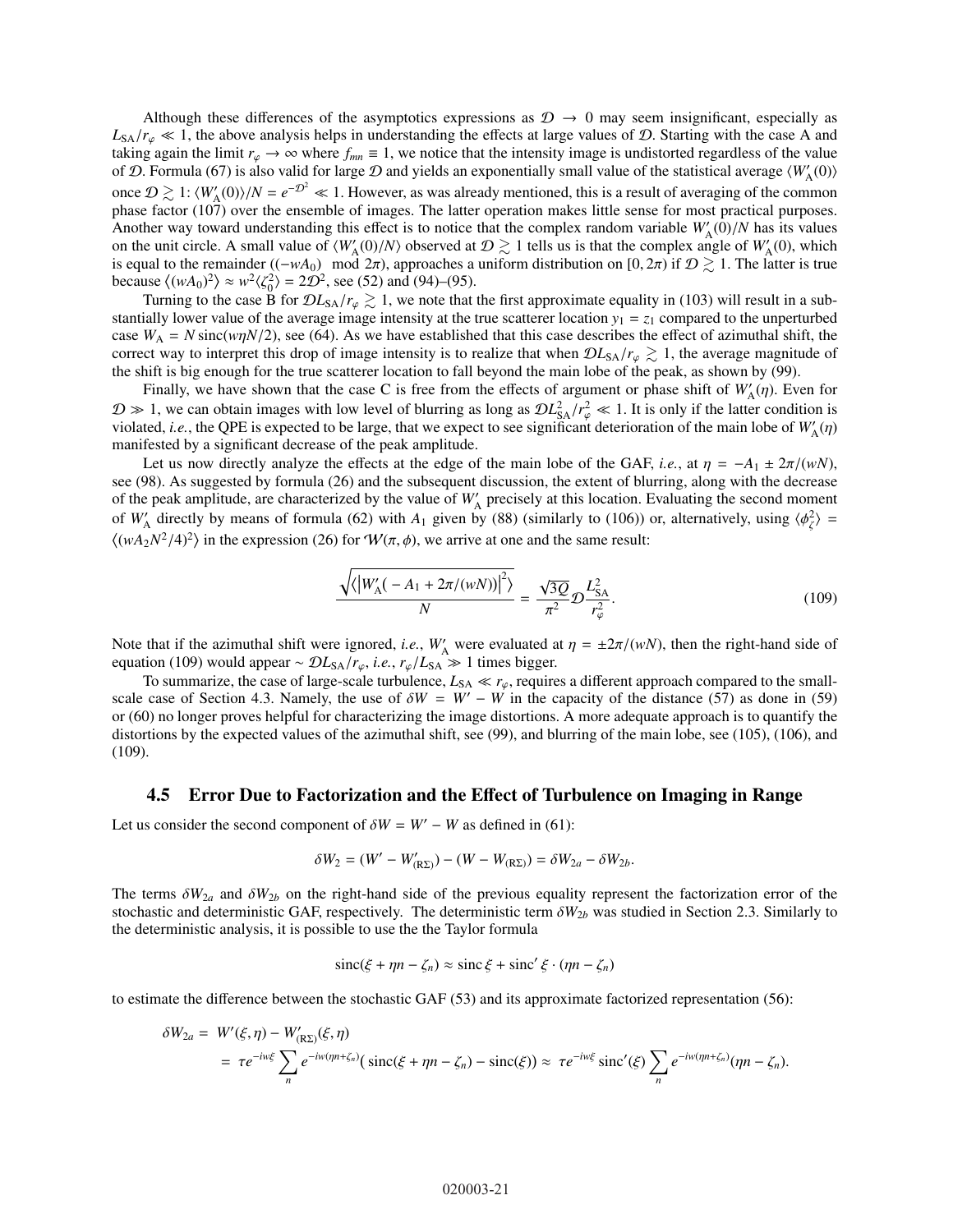Although these differences of the asymptotics expressions as $\mathcal{D} \to 0$ may seem insignificant, especially as $L_{\rm SA}/r_\varphi \ll 1$, the above analysis helps in understanding the effects at large values of $\mathcal{D}$. Starting with the case A and taking again the limit $r_\varphi \to \infty$ where $f_{mn} \equiv 1$, we notice that the intensity image is undistorted regardless of the value of $\mathcal{D}$. Formula (67) is also valid for large $\mathcal{D}$ and yields an exponentially small value of the statistical average $\langle W'_{\rm A}(0)\rangle$ once $\mathcal{D} \gtrsim 1$: $\langle W'_{\rm A}(0)\rangle/N = e^{-\mathcal{D}^2} \ll 1$. However, as was already mentioned, this is a result of averaging of the common phase factor (107) over the ensemble of images. The latter operation makes little sense for most practical purposes. Another way toward understanding this effect is to notice that the complex random variable $W'_{\rm A}(0)/N$ has its values on the unit circle. A small value of $\langle W'_{\rm A}(0)/N\rangle$ observed at $\mathcal{D} \gtrsim 1$ tells us is that the complex angle of $W'_{\rm A}(0)$, which is equal to the remainder $((-wA_0) \mod 2\pi)$, approaches a uniform distribution on $[0, 2\pi)$ if $\mathcal{D} \gtrsim 1$. The latter is true because $\langle (wA_0)^2\rangle \approx w^2\langle \zeta_0^2\rangle = 2\mathcal{D}^2$, see (52) and (94)–(95).

Turning to the case B for $\mathcal{D}L_{\rm SA}/r_\varphi \gtrsim 1$, we note that the first approximate equality in (103) will result in a substantially lower value of the average image intensity at the true scatterer location $y_1 = z_1$ compared to the unperturbed case $W_{\rm A} = N\,\mathrm{sinc}(w\eta N/2)$, see (64). As we have established that this case describes the effect of azimuthal shift, the correct way to interpret this drop of image intensity is to realize that when $\mathcal{D}L_{\rm SA}/r_\varphi \gtrsim 1$, the average magnitude of the shift is big enough for the true scatterer location to fall beyond the main lobe of the peak, as shown by (99).

Finally, we have shown that the case C is free from the effects of argument or phase shift of $W'_{\rm A}(\eta)$. Even for $\mathcal{D} \gg 1$, we can obtain images with low level of blurring as long as $\mathcal{D}L_{\rm SA}^2/r_\varphi^2 \ll 1$. It is only if the latter condition is violated, *i.e.*, the QPE is expected to be large, that we expect to see significant deterioration of the main lobe of $W'_{\rm A}(\eta)$ manifested by a significant decrease of the peak amplitude.

Let us now directly analyze the effects at the edge of the main lobe of the GAF, *i.e.*, at $\eta = -A_1 \pm 2\pi/(wN)$, see (98). As suggested by formula (26) and the subsequent discussion, the extent of blurring, along with the decrease of the peak amplitude, are characterized by the value of $W'_{\rm A}$ precisely at this location. Evaluating the second moment of $W'_{\rm A}$ directly by means of formula (62) with $A_1$ given by (88) (similarly to (106)) or, alternatively, using $\langle \phi_\zeta^2\rangle = \langle (wA_2N^2/4)^2\rangle$ in the expression (26) for $\mathcal{W}(\pi, \phi)$, we arrive at one and the same result:

$$\frac{\sqrt{\left\langle \left|W'_{\rm A}\big(-A_1 + 2\pi/(wN)\big)\right|^2\right\rangle}}{N} = \frac{\sqrt{3Q}}{\pi^2}\mathcal{D}\frac{L_{\rm SA}^2}{r_\varphi^2}. \tag{109}$$

Note that if the azimuthal shift were ignored, *i.e.*, $W'_{\rm A}$ were evaluated at $\eta = \pm 2\pi/(wN)$, then the right-hand side of equation (109) would appear $\sim \mathcal{D}L_{\rm SA}/r_\varphi$, *i.e.*, $r_\varphi/L_{\rm SA} \gg 1$ times bigger.

To summarize, the case of large-scale turbulence, $L_{\rm SA} \ll r_\varphi$, requires a different approach compared to the small-scale case of Section 4.3. Namely, the use of $\delta W = W' - W$ in the capacity of the distance (57) as done in (59) or (60) no longer proves helpful for characterizing the image distortions. A more adequate approach is to quantify the distortions by the expected values of the azimuthal shift, see (99), and blurring of the main lobe, see (105), (106), and (109).

## 4.5 Error Due to Factorization and the Effect of Turbulence on Imaging in Range

Let us consider the second component of $\delta W = W' - W$ as defined in (61):

$$\delta W_2 = (W' - W'_{(\mathrm{R}\Sigma)}) - (W - W_{(\mathrm{R}\Sigma)}) = \delta W_{2a} - \delta W_{2b}.$$

The terms $\delta W_{2a}$ and $\delta W_{2b}$ on the right-hand side of the previous equality represent the factorization error of the stochastic and deterministic GAF, respectively. The deterministic term $\delta W_{2b}$ was studied in Section 2.3. Similarly to the deterministic analysis, it is possible to use the the Taylor formula

$$\mathrm{sinc}(\xi + \eta n - \zeta_n) \approx \mathrm{sinc}\,\xi + \mathrm{sinc}'\,\xi \cdot (\eta n - \zeta_n)$$

to estimate the difference between the stochastic GAF (53) and its approximate factorized representation (56):

$$\begin{aligned}
\delta W_{2a} &= W'(\xi, \eta) - W'_{(\mathrm{R}\Sigma)}(\xi, \eta) \\
&= \tau e^{-iw\xi} \sum_n e^{-iw(\eta n + \zeta_n)}\big(\mathrm{sinc}(\xi + \eta n - \zeta_n) - \mathrm{sinc}(\xi)\big) \approx \tau e^{-iw\xi}\,\mathrm{sinc}'(\xi) \sum_n e^{-iw(\eta n + \zeta_n)}(\eta n - \zeta_n).
\end{aligned}$$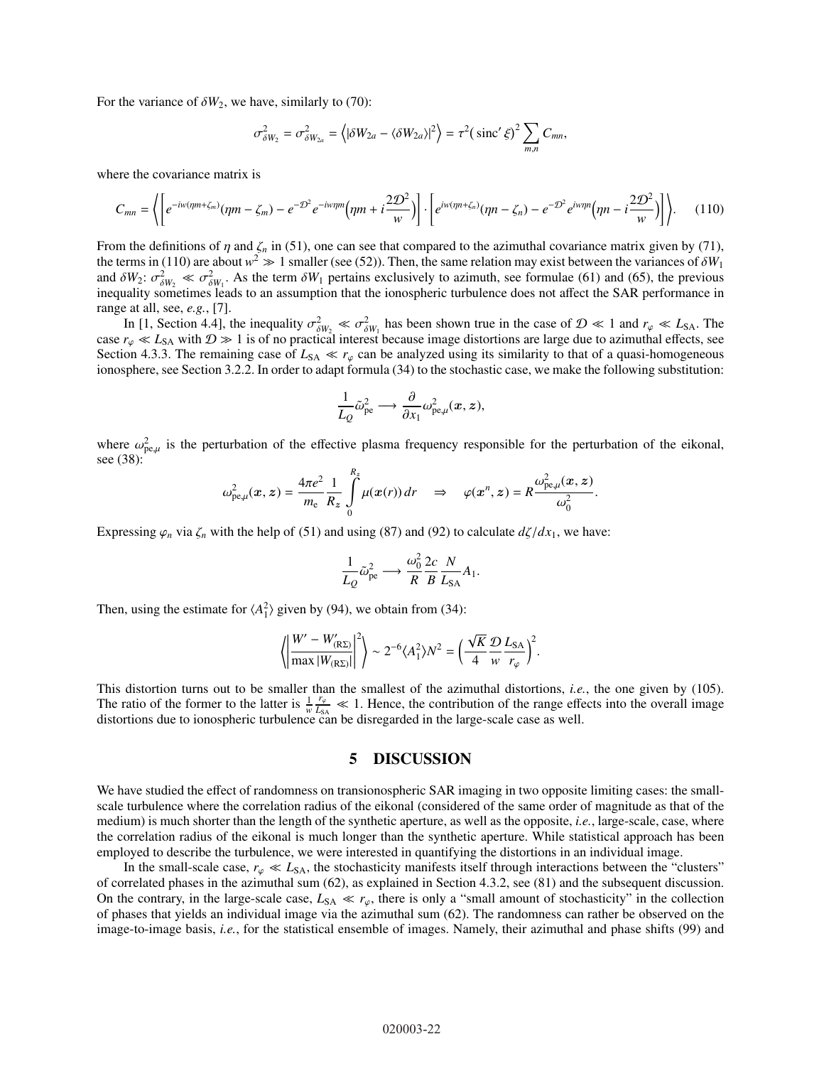For the variance of $\delta W_2$, we have, similarly to (70):

$$\sigma^2_{\delta W_2} = \sigma^2_{\delta W_{2a}} = \left\langle |\delta W_{2a} - \langle \delta W_{2a} \rangle|^2 \right\rangle = \tau^2 (\operatorname{sinc}' \xi)^2 \sum_{m,n} C_{mn},$$

where the covariance matrix is

$$C_{mn} = \left\langle \left[ e^{-iw(\eta m + \zeta_m)}(\eta m - \zeta_m) - e^{-\mathcal{D}^2} e^{-iw\eta m}\Big(\eta m + i\frac{2\mathcal{D}^2}{w}\Big) \right] \cdot \left[ e^{iw(\eta n + \zeta_n)}(\eta n - \zeta_n) - e^{-\mathcal{D}^2} e^{iw\eta n}\Big(\eta n - i\frac{2\mathcal{D}^2}{w}\Big) \right] \right\rangle. \tag{110}$$

From the definitions of $\eta$ and $\zeta_n$ in (51), one can see that compared to the azimuthal covariance matrix given by (71), the terms in (110) are about $w^2 \gg 1$ smaller (see (52)). Then, the same relation may exist between the variances of $\delta W_1$ and $\delta W_2$: $\sigma^2_{\delta W_2} \ll \sigma^2_{\delta W_1}$. As the term $\delta W_1$ pertains exclusively to azimuth, see formulae (61) and (65), the previous inequality sometimes leads to an assumption that the ionospheric turbulence does not affect the SAR performance in range at all, see, *e.g.*, [7].

In [1, Section 4.4], the inequality $\sigma^2_{\delta W_2} \ll \sigma^2_{\delta W_1}$ has been shown true in the case of $\mathcal{D} \ll 1$ and $r_\varphi \ll L_{\text{SA}}$. The case $r_\varphi \ll L_{\text{SA}}$ with $\mathcal{D} \gg 1$ is of no practical interest because image distortions are large due to azimuthal effects, see Section 4.3.3. The remaining case of $L_{\text{SA}} \ll r_\varphi$ can be analyzed using its similarity to that of a quasi-homogeneous ionosphere, see Section 3.2.2. In order to adapt formula (34) to the stochastic case, we make the following substitution:

$$\frac{1}{L_Q}\tilde{\omega}^2_{\text{pe}} \longrightarrow \frac{\partial}{\partial x_1}\omega^2_{\text{pe},\mu}(\boldsymbol{x}, \boldsymbol{z}),$$

where $\omega^2_{\text{pe},\mu}$ is the perturbation of the effective plasma frequency responsible for the perturbation of the eikonal, see (38):

$$\omega^2_{\text{pe},\mu}(\boldsymbol{x}, \boldsymbol{z}) = \frac{4\pi e^2}{m_{\text{e}}}\frac{1}{R_z}\int_0^{R_z} \mu(\boldsymbol{x}(r))\,dr \quad \Rightarrow \quad \varphi(\boldsymbol{x}^n, \boldsymbol{z}) = R\frac{\omega^2_{\text{pe},\mu}(\boldsymbol{x}, \boldsymbol{z})}{\omega_0^2}.$$

Expressing $\varphi_n$ via $\zeta_n$ with the help of (51) and using (87) and (92) to calculate $d\zeta/dx_1$, we have:

$$\frac{1}{L_Q}\tilde{\omega}^2_{\text{pe}} \longrightarrow \frac{\omega_0^2}{R}\frac{2c}{B}\frac{N}{L_{\text{SA}}}A_1.$$

Then, using the estimate for $\langle A_1^2 \rangle$ given by (94), we obtain from (34):

$$\left\langle \left| \frac{W' - W'_{(\text{R}\Sigma)}}{\max |W_{(\text{R}\Sigma)}|} \right|^2 \right\rangle \sim 2^{-6}\langle A_1^2 \rangle N^2 = \left( \frac{\sqrt{K}}{4}\frac{\mathcal{D}}{w}\frac{L_{\text{SA}}}{r_\varphi} \right)^2.$$

This distortion turns out to be smaller than the smallest of the azimuthal distortions, *i.e.*, the one given by (105). The ratio of the former to the latter is $\frac{1}{w}\frac{r_\varphi}{L_{\text{SA}}} \ll 1$. Hence, the contribution of the range effects into the overall image distortions due to ionospheric turbulence can be disregarded in the large-scale case as well.

## 5 DISCUSSION

We have studied the effect of randomness on transionospheric SAR imaging in two opposite limiting cases: the small-scale turbulence where the correlation radius of the eikonal (considered of the same order of magnitude as that of the medium) is much shorter than the length of the synthetic aperture, as well as the opposite, *i.e.*, large-scale, case, where the correlation radius of the eikonal is much longer than the synthetic aperture. While statistical approach has been employed to describe the turbulence, we were interested in quantifying the distortions in an individual image.

In the small-scale case, $r_\varphi \ll L_{\text{SA}}$, the stochasticity manifests itself through interactions between the "clusters" of correlated phases in the azimuthal sum (62), as explained in Section 4.3.2, see (81) and the subsequent discussion. On the contrary, in the large-scale case, $L_{\text{SA}} \ll r_\varphi$, there is only a "small amount of stochasticity" in the collection of phases that yields an individual image via the azimuthal sum (62). The randomness can rather be observed on the image-to-image basis, *i.e.*, for the statistical ensemble of images. Namely, their azimuthal and phase shifts (99) and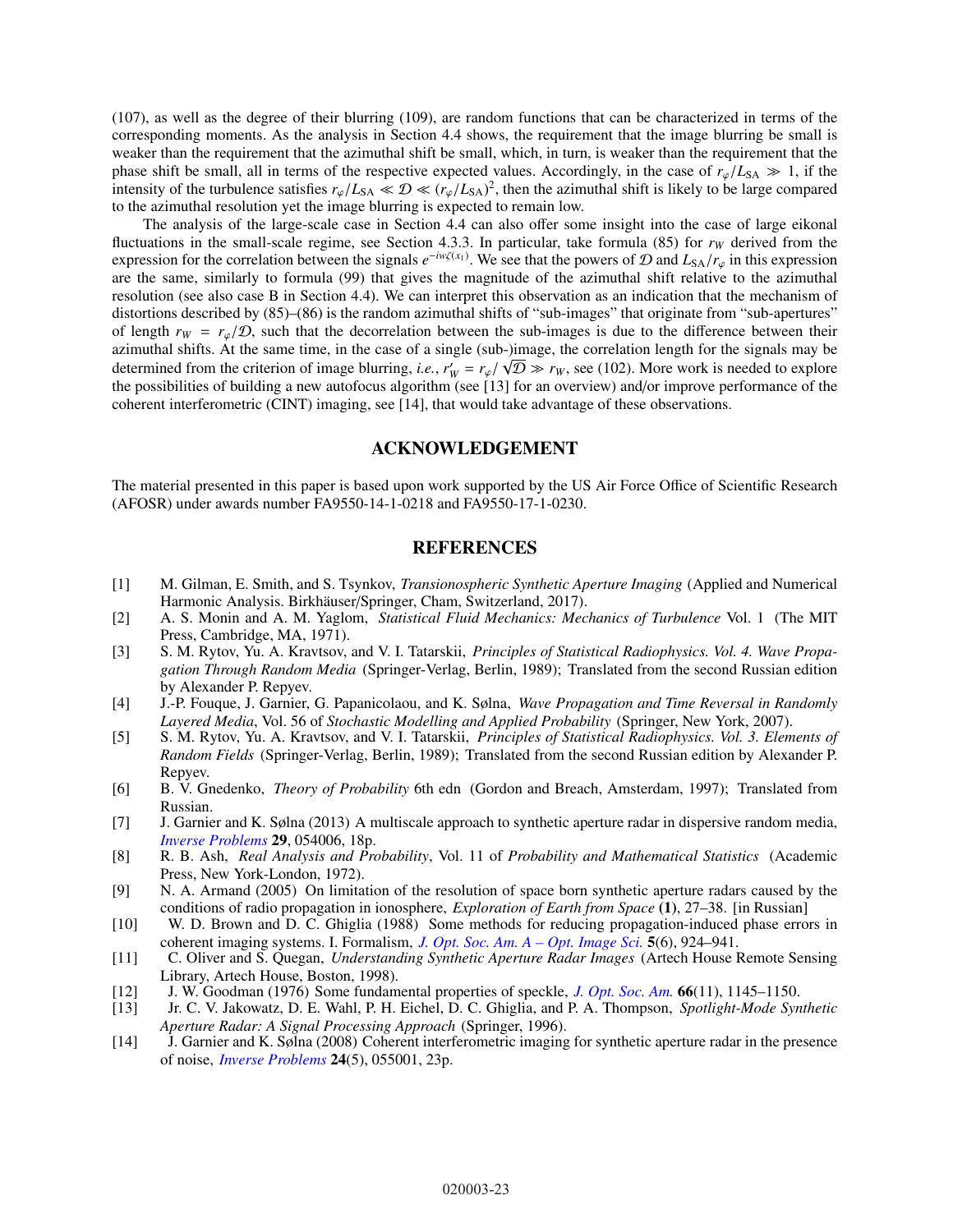(107), as well as the degree of their blurring (109), are random functions that can be characterized in terms of the corresponding moments. As the analysis in Section 4.4 shows, the requirement that the image blurring be small is weaker than the requirement that the azimuthal shift be small, which, in turn, is weaker than the requirement that the phase shift be small, all in terms of the respective expected values. Accordingly, in the case of $r_\varphi/L_{\text{SA}} \gg 1$, if the intensity of the turbulence satisfies $r_\varphi/L_{\text{SA}} \ll \mathcal{D} \ll (r_\varphi/L_{\text{SA}})^2$, then the azimuthal shift is likely to be large compared to the azimuthal resolution yet the image blurring is expected to remain low.

The analysis of the large-scale case in Section 4.4 can also offer some insight into the case of large eikonal fluctuations in the small-scale regime, see Section 4.3.3. In particular, take formula (85) for $r_W$ derived from the expression for the correlation between the signals $e^{-iw\zeta(x_1)}$. We see that the powers of $\mathcal{D}$ and $L_{\text{SA}}/r_\varphi$ in this expression are the same, similarly to formula (99) that gives the magnitude of the azimuthal shift relative to the azimuthal resolution (see also case B in Section 4.4). We can interpret this observation as an indication that the mechanism of distortions described by (85)–(86) is the random azimuthal shifts of "sub-images" that originate from "sub-apertures" of length $r_W = r_\varphi/\mathcal{D}$, such that the decorrelation between the sub-images is due to the difference between their azimuthal shifts. At the same time, in the case of a single (sub-)image, the correlation length for the signals may be determined from the criterion of image blurring, *i.e.*, $r'_W = r_\varphi/\sqrt{\mathcal{D}} \gg r_W$, see (102). More work is needed to explore the possibilities of building a new autofocus algorithm (see [13] for an overview) and/or improve performance of the coherent interferometric (CINT) imaging, see [14], that would take advantage of these observations.

## ACKNOWLEDGEMENT

The material presented in this paper is based upon work supported by the US Air Force Office of Scientific Research (AFOSR) under awards number FA9550-14-1-0218 and FA9550-17-1-0230.

## REFERENCES

[1] M. Gilman, E. Smith, and S. Tsynkov, *Transionospheric Synthetic Aperture Imaging* (Applied and Numerical Harmonic Analysis. Birkhäuser/Springer, Cham, Switzerland, 2017).

[2] A. S. Monin and A. M. Yaglom, *Statistical Fluid Mechanics: Mechanics of Turbulence* Vol. 1 (The MIT Press, Cambridge, MA, 1971).

[3] S. M. Rytov, Yu. A. Kravtsov, and V. I. Tatarskii, *Principles of Statistical Radiophysics. Vol. 4. Wave Propagation Through Random Media* (Springer-Verlag, Berlin, 1989); Translated from the second Russian edition by Alexander P. Repyev.

[4] J.-P. Fouque, J. Garnier, G. Papanicolaou, and K. Sølna, *Wave Propagation and Time Reversal in Randomly Layered Media*, Vol. 56 of *Stochastic Modelling and Applied Probability* (Springer, New York, 2007).

[5] S. M. Rytov, Yu. A. Kravtsov, and V. I. Tatarskii, *Principles of Statistical Radiophysics. Vol. 3. Elements of Random Fields* (Springer-Verlag, Berlin, 1989); Translated from the second Russian edition by Alexander P. Repyev.

[6] B. V. Gnedenko, *Theory of Probability* 6th edn (Gordon and Breach, Amsterdam, 1997); Translated from Russian.

[7] J. Garnier and K. Sølna (2013) A multiscale approach to synthetic aperture radar in dispersive random media, *Inverse Problems* **29**, 054006, 18p.

[8] R. B. Ash, *Real Analysis and Probability*, Vol. 11 of *Probability and Mathematical Statistics* (Academic Press, New York-London, 1972).

[9] N. A. Armand (2005) On limitation of the resolution of space born synthetic aperture radars caused by the conditions of radio propagation in ionosphere, *Exploration of Earth from Space* **(1)**, 27–38. [in Russian]

[10] W. D. Brown and D. C. Ghiglia (1988) Some methods for reducing propagation-induced phase errors in coherent imaging systems. I. Formalism, *J. Opt. Soc. Am. A – Opt. Image Sci.* **5**(6), 924–941.

[11] C. Oliver and S. Quegan, *Understanding Synthetic Aperture Radar Images* (Artech House Remote Sensing Library, Artech House, Boston, 1998).

[12] J. W. Goodman (1976) Some fundamental properties of speckle, *J. Opt. Soc. Am.* **66**(11), 1145–1150.

[13] Jr. C. V. Jakowatz, D. E. Wahl, P. H. Eichel, D. C. Ghiglia, and P. A. Thompson, *Spotlight-Mode Synthetic Aperture Radar: A Signal Processing Approach* (Springer, 1996).

[14] J. Garnier and K. Sølna (2008) Coherent interferometric imaging for synthetic aperture radar in the presence of noise, *Inverse Problems* **24**(5), 055001, 23p.